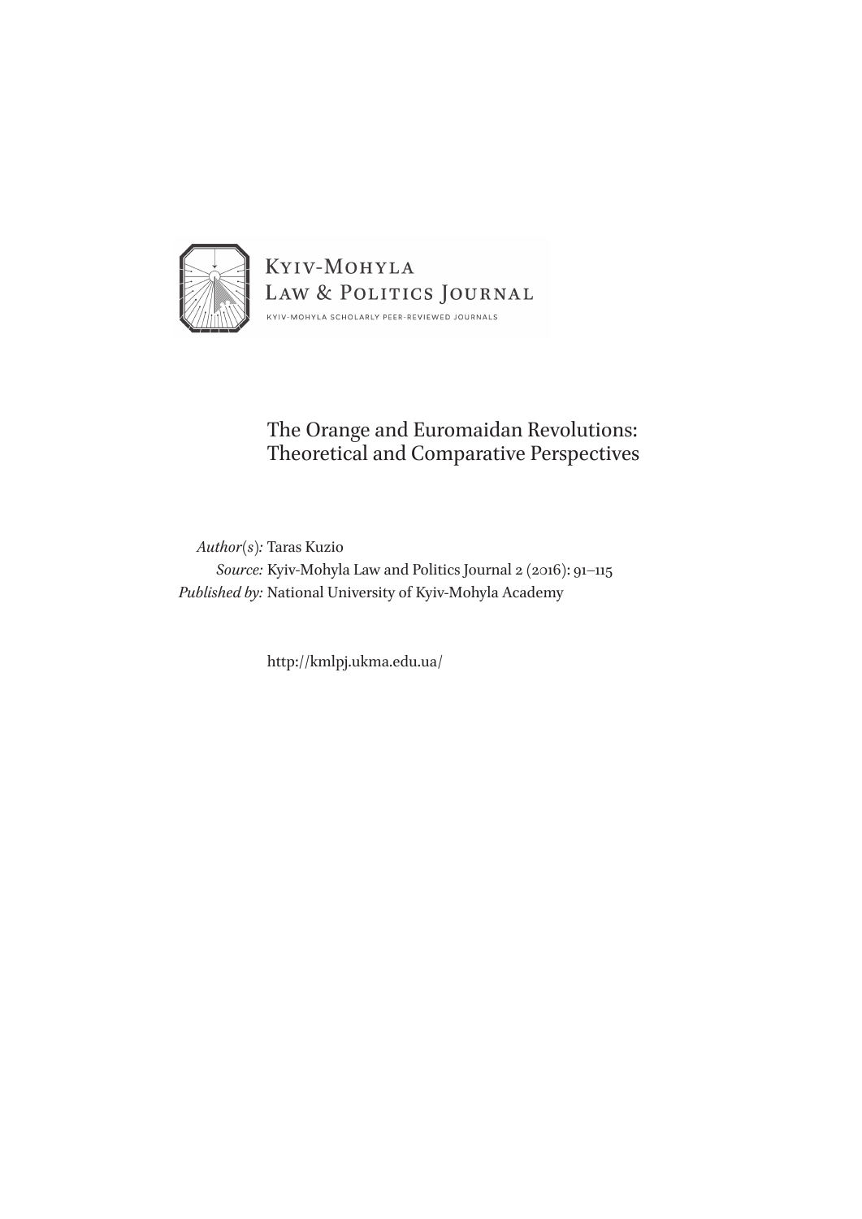KYIV-MOHYLA
LAW & POLITICS JOURNAL

KYIV-MOHYLA SCHOLARLY PEER-REVIEWED JOURNALS

# The Orange and Euromaidan Revolutions: Theoretical and Comparative Perspectives

*Author(s):* Taras Kuzio
*Source:* Kyiv-Mohyla Law and Politics Journal 2 (2016): 91–115
*Published by:* National University of Kyiv-Mohyla Academy

http://kmlpj.ukma.edu.ua/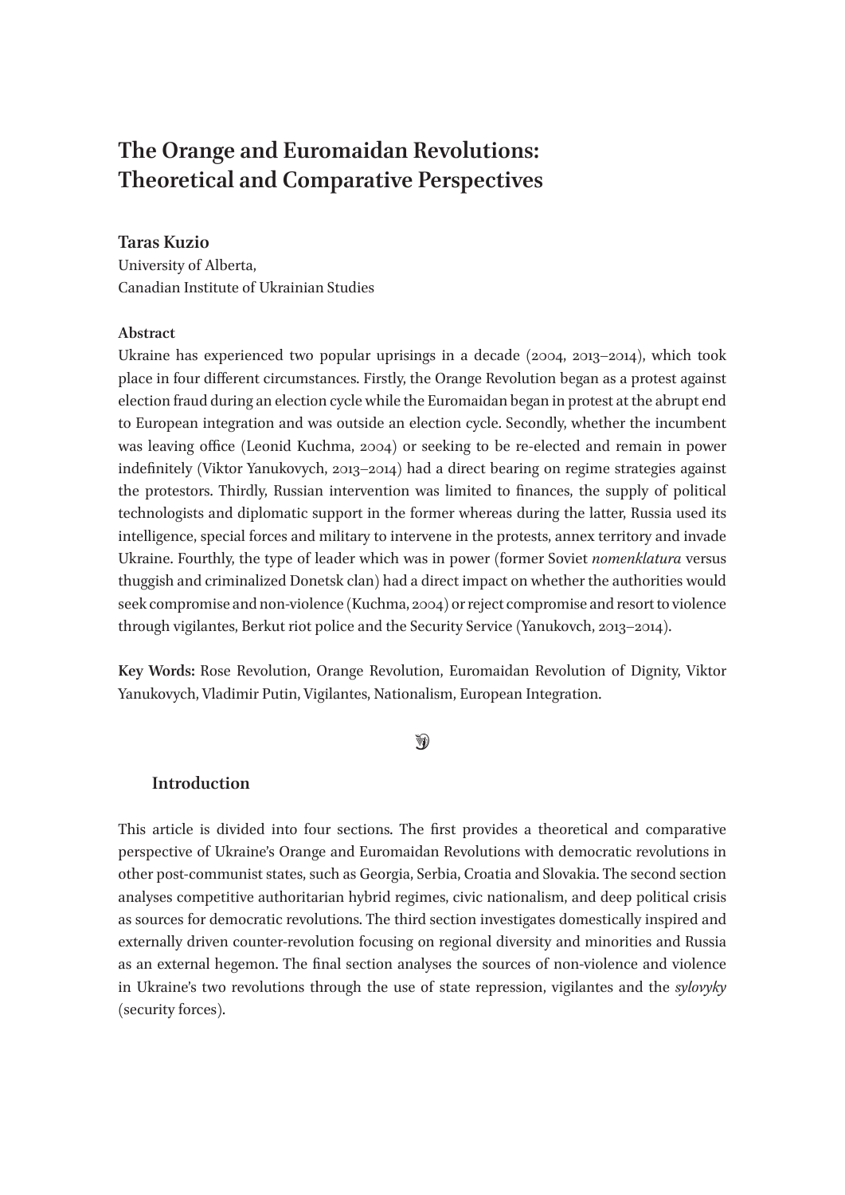# The Orange and Euromaidan Revolutions: Theoretical and Comparative Perspectives

**Taras Kuzio**
University of Alberta,
Canadian Institute of Ukrainian Studies

**Abstract**

Ukraine has experienced two popular uprisings in a decade (2004, 2013–2014), which took place in four different circumstances. Firstly, the Orange Revolution began as a protest against election fraud during an election cycle while the Euromaidan began in protest at the abrupt end to European integration and was outside an election cycle. Secondly, whether the incumbent was leaving office (Leonid Kuchma, 2004) or seeking to be re-elected and remain in power indefinitely (Viktor Yanukovych, 2013–2014) had a direct bearing on regime strategies against the protestors. Thirdly, Russian intervention was limited to finances, the supply of political technologists and diplomatic support in the former whereas during the latter, Russia used its intelligence, special forces and military to intervene in the protests, annex territory and invade Ukraine. Fourthly, the type of leader which was in power (former Soviet *nomenklatura* versus thuggish and criminalized Donetsk clan) had a direct impact on whether the authorities would seek compromise and non-violence (Kuchma, 2004) or reject compromise and resort to violence through vigilantes, Berkut riot police and the Security Service (Yanukovch, 2013–2014).

**Key Words:** Rose Revolution, Orange Revolution, Euromaidan Revolution of Dignity, Viktor Yanukovych, Vladimir Putin, Vigilantes, Nationalism, European Integration.

## Introduction

This article is divided into four sections. The first provides a theoretical and comparative perspective of Ukraine's Orange and Euromaidan Revolutions with democratic revolutions in other post-communist states, such as Georgia, Serbia, Croatia and Slovakia. The second section analyses competitive authoritarian hybrid regimes, civic nationalism, and deep political crisis as sources for democratic revolutions. The third section investigates domestically inspired and externally driven counter-revolution focusing on regional diversity and minorities and Russia as an external hegemon. The final section analyses the sources of non-violence and violence in Ukraine's two revolutions through the use of state repression, vigilantes and the *sylovyky* (security forces).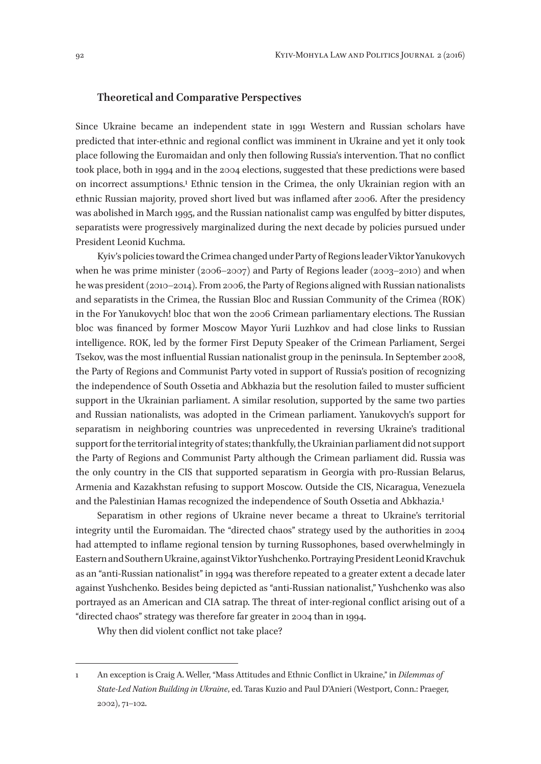## Theoretical and Comparative Perspectives

Since Ukraine became an independent state in 1991 Western and Russian scholars have predicted that inter-ethnic and regional conflict was imminent in Ukraine and yet it only took place following the Euromaidan and only then following Russia's intervention. That no conflict took place, both in 1994 and in the 2004 elections, suggested that these predictions were based on incorrect assumptions.[1] Ethnic tension in the Crimea, the only Ukrainian region with an ethnic Russian majority, proved short lived but was inflamed after 2006. After the presidency was abolished in March 1995, and the Russian nationalist camp was engulfed by bitter disputes, separatists were progressively marginalized during the next decade by policies pursued under President Leonid Kuchma.

Kyiv's policies toward the Crimea changed under Party of Regions leader Viktor Yanukovych when he was prime minister (2006–2007) and Party of Regions leader (2003–2010) and when he was president (2010–2014). From 2006, the Party of Regions aligned with Russian nationalists and separatists in the Crimea, the Russian Bloc and Russian Community of the Crimea (ROK) in the For Yanukovych! bloc that won the 2006 Crimean parliamentary elections. The Russian bloc was financed by former Moscow Mayor Yurii Luzhkov and had close links to Russian intelligence. ROK, led by the former First Deputy Speaker of the Crimean Parliament, Sergei Tsekov, was the most influential Russian nationalist group in the peninsula. In September 2008, the Party of Regions and Communist Party voted in support of Russia's position of recognizing the independence of South Ossetia and Abkhazia but the resolution failed to muster sufficient support in the Ukrainian parliament. A similar resolution, supported by the same two parties and Russian nationalists, was adopted in the Crimean parliament. Yanukovych's support for separatism in neighboring countries was unprecedented in reversing Ukraine's traditional support for the territorial integrity of states; thankfully, the Ukrainian parliament did not support the Party of Regions and Communist Party although the Crimean parliament did. Russia was the only country in the CIS that supported separatism in Georgia with pro-Russian Belarus, Armenia and Kazakhstan refusing to support Moscow. Outside the CIS, Nicaragua, Venezuela and the Palestinian Hamas recognized the independence of South Ossetia and Abkhazia.[1]

Separatism in other regions of Ukraine never became a threat to Ukraine's territorial integrity until the Euromaidan. The "directed chaos" strategy used by the authorities in 2004 had attempted to inflame regional tension by turning Russophones, based overwhelmingly in Eastern and Southern Ukraine, against Viktor Yushchenko. Portraying President Leonid Kravchuk as an "anti-Russian nationalist" in 1994 was therefore repeated to a greater extent a decade later against Yushchenko. Besides being depicted as "anti-Russian nationalist," Yushchenko was also portrayed as an American and CIA satrap. The threat of inter-regional conflict arising out of a "directed chaos" strategy was therefore far greater in 2004 than in 1994.

Why then did violent conflict not take place?

---

1 An exception is Craig A. Weller, "Mass Attitudes and Ethnic Conflict in Ukraine," in *Dilemmas of State-Led Nation Building in Ukraine*, ed. Taras Kuzio and Paul D'Anieri (Westport, Conn.: Praeger, 2002), 71–102.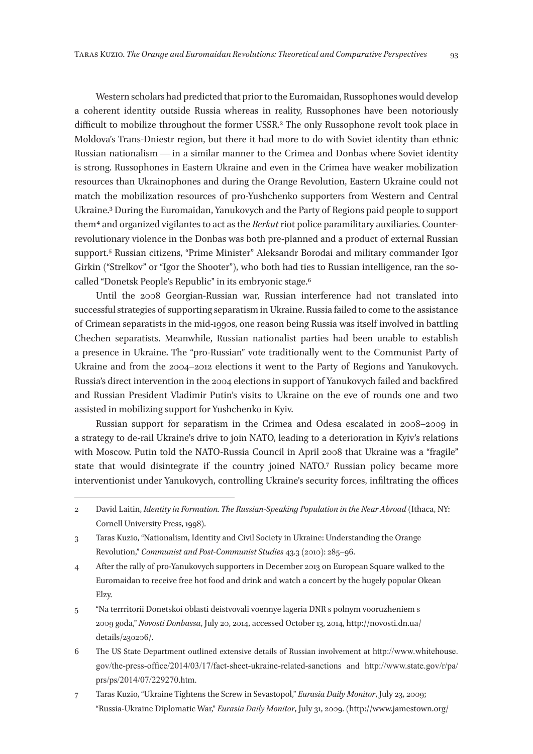Western scholars had predicted that prior to the Euromaidan, Russophones would develop a coherent identity outside Russia whereas in reality, Russophones have been notoriously difficult to mobilize throughout the former USSR.[2] The only Russophone revolt took place in Moldova's Trans-Dniestr region, but there it had more to do with Soviet identity than ethnic Russian nationalism — in a similar manner to the Crimea and Donbas where Soviet identity is strong. Russophones in Eastern Ukraine and even in the Crimea have weaker mobilization resources than Ukrainophones and during the Orange Revolution, Eastern Ukraine could not match the mobilization resources of pro-Yushchenko supporters from Western and Central Ukraine.[3] During the Euromaidan, Yanukovych and the Party of Regions paid people to support them[4] and organized vigilantes to act as the *Berkut* riot police paramilitary auxiliaries. Counter-revolutionary violence in the Donbas was both pre-planned and a product of external Russian support.[5] Russian citizens, "Prime Minister" Aleksandr Borodai and military commander Igor Girkin ("Strelkov" or "Igor the Shooter"), who both had ties to Russian intelligence, ran the so-called "Donetsk People's Republic" in its embryonic stage.[6]

Until the 2008 Georgian-Russian war, Russian interference had not translated into successful strategies of supporting separatism in Ukraine. Russia failed to come to the assistance of Crimean separatists in the mid-1990s, one reason being Russia was itself involved in battling Chechen separatists. Meanwhile, Russian nationalist parties had been unable to establish a presence in Ukraine. The "pro-Russian" vote traditionally went to the Communist Party of Ukraine and from the 2004–2012 elections it went to the Party of Regions and Yanukovych. Russia's direct intervention in the 2004 elections in support of Yanukovych failed and backfired and Russian President Vladimir Putin's visits to Ukraine on the eve of rounds one and two assisted in mobilizing support for Yushchenko in Kyiv.

Russian support for separatism in the Crimea and Odesa escalated in 2008–2009 in a strategy to de-rail Ukraine's drive to join NATO, leading to a deterioration in Kyiv's relations with Moscow. Putin told the NATO-Russia Council in April 2008 that Ukraine was a "fragile" state that would disintegrate if the country joined NATO.[7] Russian policy became more interventionist under Yanukovych, controlling Ukraine's security forces, infiltrating the offices

---

2 David Laitin, *Identity in Formation. The Russian-Speaking Population in the Near Abroad* (Ithaca, NY: Cornell University Press, 1998).

3 Taras Kuzio, "Nationalism, Identity and Civil Society in Ukraine: Understanding the Orange Revolution," *Communist and Post-Communist Studies* 43.3 (2010): 285–96.

4 After the rally of pro-Yanukovych supporters in December 2013 on European Square walked to the Euromaidan to receive free hot food and drink and watch a concert by the hugely popular Okean Elzy.

5 "Na terrritorii Donetskoi oblasti deistvovali voennye lageria DNR s polnym vooruzheniem s 2009 goda," *Novosti Donbassa*, July 20, 2014, accessed October 13, 2014, http://novosti.dn.ua/details/230206/.

6 The US State Department outlined extensive details of Russian involvement at http://www.whitehouse.gov/the-press-office/2014/03/17/fact-sheet-ukraine-related-sanctions and http://www.state.gov/r/pa/prs/ps/2014/07/229270.htm.

7 Taras Kuzio, "Ukraine Tightens the Screw in Sevastopol," *Eurasia Daily Monitor*, July 23, 2009; "Russia-Ukraine Diplomatic War," *Eurasia Daily Monitor*, July 31, 2009. (http://www.jamestown.org/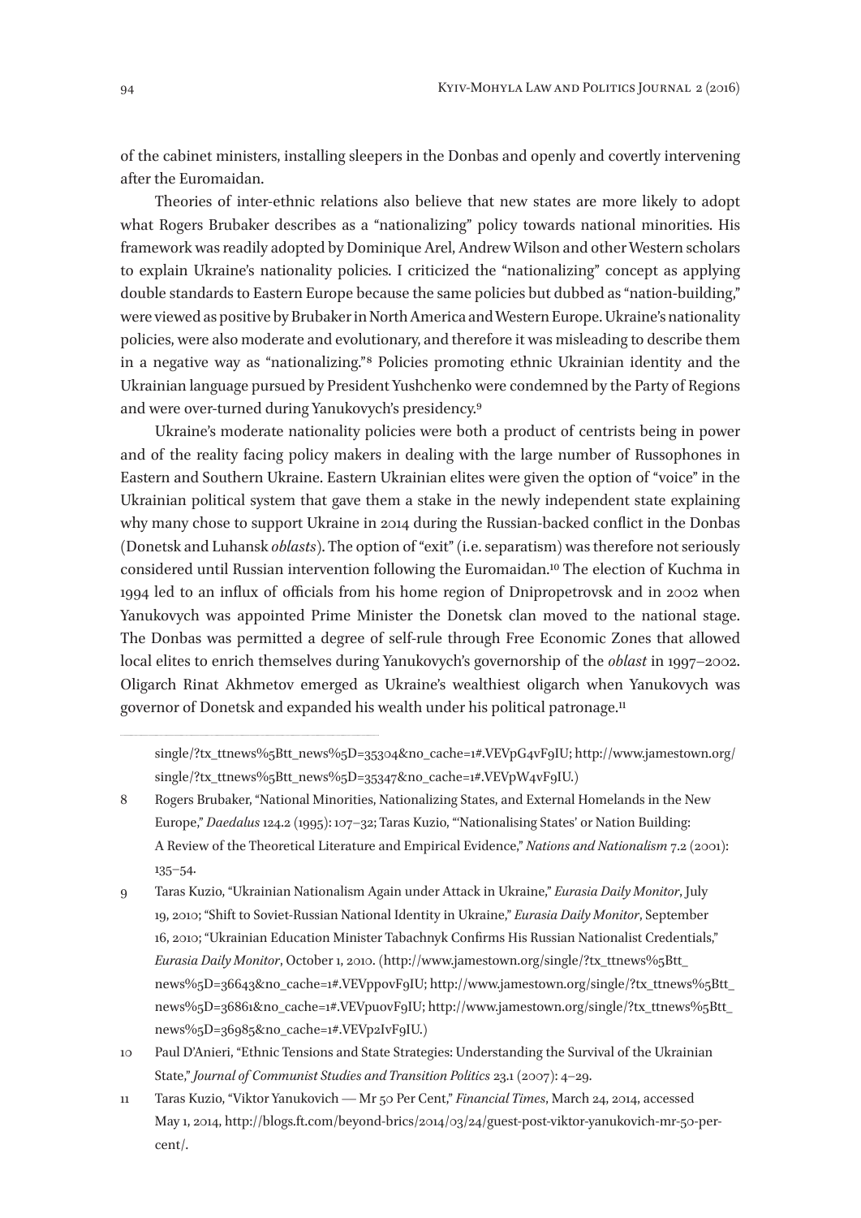of the cabinet ministers, installing sleepers in the Donbas and openly and covertly intervening after the Euromaidan.

Theories of inter-ethnic relations also believe that new states are more likely to adopt what Rogers Brubaker describes as a "nationalizing" policy towards national minorities. His framework was readily adopted by Dominique Arel, Andrew Wilson and other Western scholars to explain Ukraine's nationality policies. I criticized the "nationalizing" concept as applying double standards to Eastern Europe because the same policies but dubbed as "nation-building," were viewed as positive by Brubaker in North America and Western Europe. Ukraine's nationality policies, were also moderate and evolutionary, and therefore it was misleading to describe them in a negative way as "nationalizing."[8] Policies promoting ethnic Ukrainian identity and the Ukrainian language pursued by President Yushchenko were condemned by the Party of Regions and were over-turned during Yanukovych's presidency.[9]

Ukraine's moderate nationality policies were both a product of centrists being in power and of the reality facing policy makers in dealing with the large number of Russophones in Eastern and Southern Ukraine. Eastern Ukrainian elites were given the option of "voice" in the Ukrainian political system that gave them a stake in the newly independent state explaining why many chose to support Ukraine in 2014 during the Russian-backed conflict in the Donbas (Donetsk and Luhansk *oblasts*). The option of "exit" (i.e. separatism) was therefore not seriously considered until Russian intervention following the Euromaidan.[10] The election of Kuchma in 1994 led to an influx of officials from his home region of Dnipropetrovsk and in 2002 when Yanukovych was appointed Prime Minister the Donetsk clan moved to the national stage. The Donbas was permitted a degree of self-rule through Free Economic Zones that allowed local elites to enrich themselves during Yanukovych's governorship of the *oblast* in 1997–2002. Oligarch Rinat Akhmetov emerged as Ukraine's wealthiest oligarch when Yanukovych was governor of Donetsk and expanded his wealth under his political patronage.[11]

---

single/?tx_ttnews%5Btt_news%5D=35304&no_cache=1#.VEVpG4vF9IU; http://www.jamestown.org/single/?tx_ttnews%5Btt_news%5D=35347&no_cache=1#.VEVpW4vF9IU.)

8 Rogers Brubaker, "National Minorities, Nationalizing States, and External Homelands in the New Europe," *Daedalus* 124.2 (1995): 107–32; Taras Kuzio, "'Nationalising States' or Nation Building: A Review of the Theoretical Literature and Empirical Evidence," *Nations and Nationalism* 7.2 (2001): 135–54.

9 Taras Kuzio, "Ukrainian Nationalism Again under Attack in Ukraine," *Eurasia Daily Monitor*, July 19, 2010; "Shift to Soviet-Russian National Identity in Ukraine," *Eurasia Daily Monitor*, September 16, 2010; "Ukrainian Education Minister Tabachnyk Confirms His Russian Nationalist Credentials," *Eurasia Daily Monitor*, October 1, 2010. (http://www.jamestown.org/single/?tx_ttnews%5Btt_news%5D=36643&no_cache=1#.VEVppovF9IU; http://www.jamestown.org/single/?tx_ttnews%5Btt_news%5D=36861&no_cache=1#.VEVpuovF9IU; http://www.jamestown.org/single/?tx_ttnews%5Btt_news%5D=36985&no_cache=1#.VEVp2IvF9IU.)

10 Paul D'Anieri, "Ethnic Tensions and State Strategies: Understanding the Survival of the Ukrainian State," *Journal of Communist Studies and Transition Politics* 23.1 (2007): 4–29.

11 Taras Kuzio, "Viktor Yanukovich — Mr 50 Per Cent," *Financial Times*, March 24, 2014, accessed May 1, 2014, http://blogs.ft.com/beyond-brics/2014/03/24/guest-post-viktor-yanukovich-mr-50-per-cent/.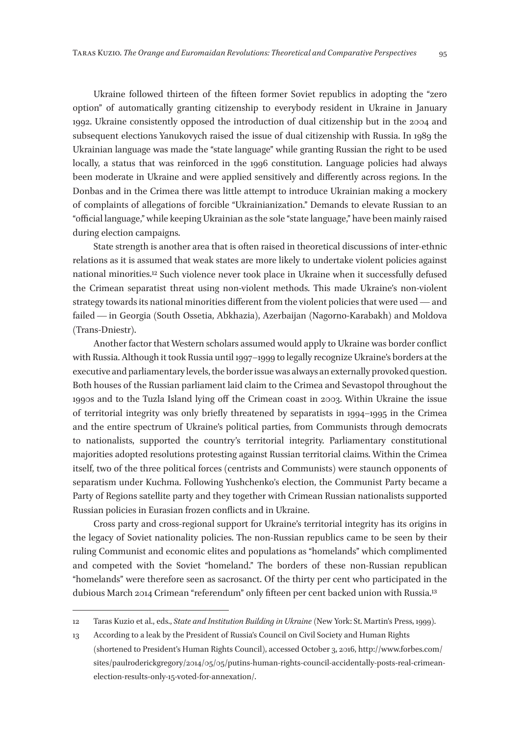Ukraine followed thirteen of the fifteen former Soviet republics in adopting the "zero option" of automatically granting citizenship to everybody resident in Ukraine in January 1992. Ukraine consistently opposed the introduction of dual citizenship but in the 2004 and subsequent elections Yanukovych raised the issue of dual citizenship with Russia. In 1989 the Ukrainian language was made the "state language" while granting Russian the right to be used locally, a status that was reinforced in the 1996 constitution. Language policies had always been moderate in Ukraine and were applied sensitively and differently across regions. In the Donbas and in the Crimea there was little attempt to introduce Ukrainian making a mockery of complaints of allegations of forcible "Ukrainianization." Demands to elevate Russian to an "official language," while keeping Ukrainian as the sole "state language," have been mainly raised during election campaigns.

State strength is another area that is often raised in theoretical discussions of inter-ethnic relations as it is assumed that weak states are more likely to undertake violent policies against national minorities.[12] Such violence never took place in Ukraine when it successfully defused the Crimean separatist threat using non-violent methods. This made Ukraine's non-violent strategy towards its national minorities different from the violent policies that were used — and failed — in Georgia (South Ossetia, Abkhazia), Azerbaijan (Nagorno-Karabakh) and Moldova (Trans-Dniestr).

Another factor that Western scholars assumed would apply to Ukraine was border conflict with Russia. Although it took Russia until 1997–1999 to legally recognize Ukraine's borders at the executive and parliamentary levels, the border issue was always an externally provoked question. Both houses of the Russian parliament laid claim to the Crimea and Sevastopol throughout the 1990s and to the Tuzla Island lying off the Crimean coast in 2003. Within Ukraine the issue of territorial integrity was only briefly threatened by separatists in 1994–1995 in the Crimea and the entire spectrum of Ukraine's political parties, from Communists through democrats to nationalists, supported the country's territorial integrity. Parliamentary constitutional majorities adopted resolutions protesting against Russian territorial claims. Within the Crimea itself, two of the three political forces (centrists and Communists) were staunch opponents of separatism under Kuchma. Following Yushchenko's election, the Communist Party became a Party of Regions satellite party and they together with Crimean Russian nationalists supported Russian policies in Eurasian frozen conflicts and in Ukraine.

Cross party and cross-regional support for Ukraine's territorial integrity has its origins in the legacy of Soviet nationality policies. The non-Russian republics came to be seen by their ruling Communist and economic elites and populations as "homelands" which complimented and competed with the Soviet "homeland." The borders of these non-Russian republican "homelands" were therefore seen as sacrosanct. Of the thirty per cent who participated in the dubious March 2014 Crimean "referendum" only fifteen per cent backed union with Russia.[13]

---

12 Taras Kuzio et al., eds., *State and Institution Building in Ukraine* (New York: St. Martin's Press, 1999).

13 According to a leak by the President of Russia's Council on Civil Society and Human Rights (shortened to President's Human Rights Council), accessed October 3, 2016, http://www.forbes.com/sites/paulroderickgregory/2014/05/05/putins-human-rights-council-accidentally-posts-real-crimean-election-results-only-15-voted-for-annexation/.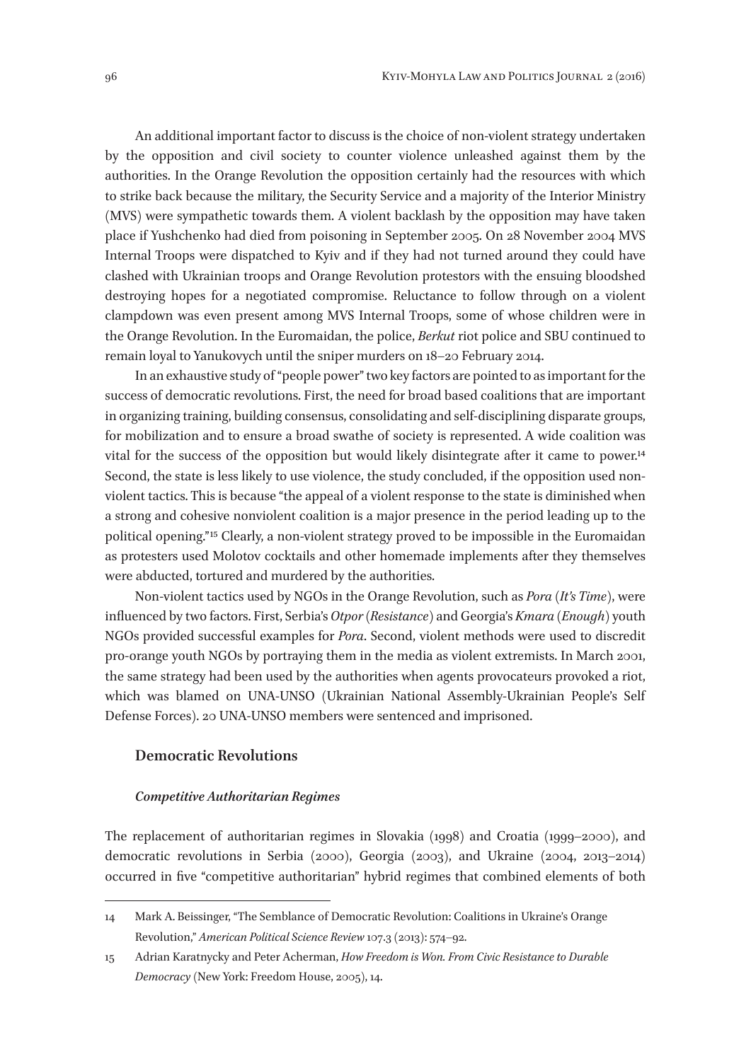An additional important factor to discuss is the choice of non-violent strategy undertaken by the opposition and civil society to counter violence unleashed against them by the authorities. In the Orange Revolution the opposition certainly had the resources with which to strike back because the military, the Security Service and a majority of the Interior Ministry (MVS) were sympathetic towards them. A violent backlash by the opposition may have taken place if Yushchenko had died from poisoning in September 2005. On 28 November 2004 MVS Internal Troops were dispatched to Kyiv and if they had not turned around they could have clashed with Ukrainian troops and Orange Revolution protestors with the ensuing bloodshed destroying hopes for a negotiated compromise. Reluctance to follow through on a violent clampdown was even present among MVS Internal Troops, some of whose children were in the Orange Revolution. In the Euromaidan, the police, *Berkut* riot police and SBU continued to remain loyal to Yanukovych until the sniper murders on 18–20 February 2014.

In an exhaustive study of "people power" two key factors are pointed to as important for the success of democratic revolutions. First, the need for broad based coalitions that are important in organizing training, building consensus, consolidating and self-disciplining disparate groups, for mobilization and to ensure a broad swathe of society is represented. A wide coalition was vital for the success of the opposition but would likely disintegrate after it came to power.[14] Second, the state is less likely to use violence, the study concluded, if the opposition used non-violent tactics. This is because "the appeal of a violent response to the state is diminished when a strong and cohesive nonviolent coalition is a major presence in the period leading up to the political opening."[15] Clearly, a non-violent strategy proved to be impossible in the Euromaidan as protesters used Molotov cocktails and other homemade implements after they themselves were abducted, tortured and murdered by the authorities.

Non-violent tactics used by NGOs in the Orange Revolution, such as *Pora* (*It's Time*), were influenced by two factors. First, Serbia's *Otpor* (*Resistance*) and Georgia's *Kmara* (*Enough*) youth NGOs provided successful examples for *Pora*. Second, violent methods were used to discredit pro-orange youth NGOs by portraying them in the media as violent extremists. In March 2001, the same strategy had been used by the authorities when agents provocateurs provoked a riot, which was blamed on UNA-UNSO (Ukrainian National Assembly-Ukrainian People's Self Defense Forces). 20 UNA-UNSO members were sentenced and imprisoned.

## Democratic Revolutions

### *Competitive Authoritarian Regimes*

The replacement of authoritarian regimes in Slovakia (1998) and Croatia (1999–2000), and democratic revolutions in Serbia (2000), Georgia (2003), and Ukraine (2004, 2013–2014) occurred in five "competitive authoritarian" hybrid regimes that combined elements of both

---

14 Mark A. Beissinger, "The Semblance of Democratic Revolution: Coalitions in Ukraine's Orange Revolution," *American Political Science Review* 107.3 (2013): 574–92.

15 Adrian Karatnycky and Peter Acherman, *How Freedom is Won. From Civic Resistance to Durable Democracy* (New York: Freedom House, 2005), 14.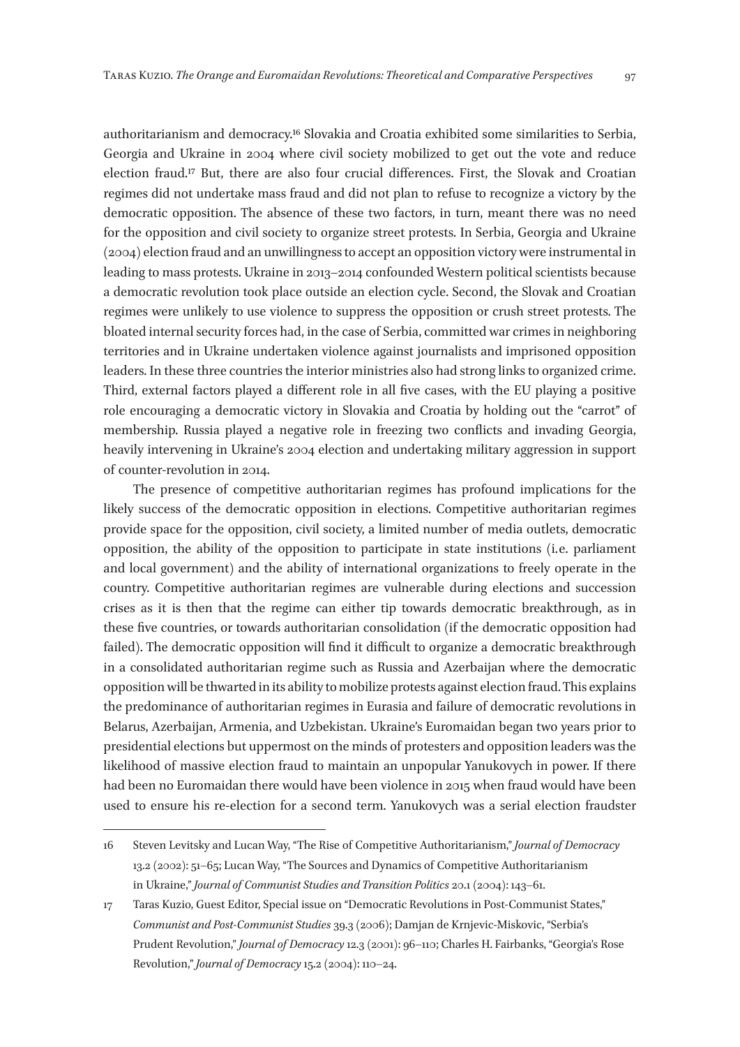authoritarianism and democracy.[16] Slovakia and Croatia exhibited some similarities to Serbia, Georgia and Ukraine in 2004 where civil society mobilized to get out the vote and reduce election fraud.[17] But, there are also four crucial differences. First, the Slovak and Croatian regimes did not undertake mass fraud and did not plan to refuse to recognize a victory by the democratic opposition. The absence of these two factors, in turn, meant there was no need for the opposition and civil society to organize street protests. In Serbia, Georgia and Ukraine (2004) election fraud and an unwillingness to accept an opposition victory were instrumental in leading to mass protests. Ukraine in 2013–2014 confounded Western political scientists because a democratic revolution took place outside an election cycle. Second, the Slovak and Croatian regimes were unlikely to use violence to suppress the opposition or crush street protests. The bloated internal security forces had, in the case of Serbia, committed war crimes in neighboring territories and in Ukraine undertaken violence against journalists and imprisoned opposition leaders. In these three countries the interior ministries also had strong links to organized crime. Third, external factors played a different role in all five cases, with the EU playing a positive role encouraging a democratic victory in Slovakia and Croatia by holding out the "carrot" of membership. Russia played a negative role in freezing two conflicts and invading Georgia, heavily intervening in Ukraine's 2004 election and undertaking military aggression in support of counter-revolution in 2014.

The presence of competitive authoritarian regimes has profound implications for the likely success of the democratic opposition in elections. Competitive authoritarian regimes provide space for the opposition, civil society, a limited number of media outlets, democratic opposition, the ability of the opposition to participate in state institutions (i.e. parliament and local government) and the ability of international organizations to freely operate in the country. Competitive authoritarian regimes are vulnerable during elections and succession crises as it is then that the regime can either tip towards democratic breakthrough, as in these five countries, or towards authoritarian consolidation (if the democratic opposition had failed). The democratic opposition will find it difficult to organize a democratic breakthrough in a consolidated authoritarian regime such as Russia and Azerbaijan where the democratic opposition will be thwarted in its ability to mobilize protests against election fraud. This explains the predominance of authoritarian regimes in Eurasia and failure of democratic revolutions in Belarus, Azerbaijan, Armenia, and Uzbekistan. Ukraine's Euromaidan began two years prior to presidential elections but uppermost on the minds of protesters and opposition leaders was the likelihood of massive election fraud to maintain an unpopular Yanukovych in power. If there had been no Euromaidan there would have been violence in 2015 when fraud would have been used to ensure his re-election for a second term. Yanukovych was a serial election fraudster

---

16 Steven Levitsky and Lucan Way, "The Rise of Competitive Authoritarianism," *Journal of Democracy* 13.2 (2002): 51–65; Lucan Way, "The Sources and Dynamics of Competitive Authoritarianism in Ukraine," *Journal of Communist Studies and Transition Politics* 20.1 (2004): 143–61.

17 Taras Kuzio, Guest Editor, Special issue on "Democratic Revolutions in Post-Communist States," *Communist and Post-Communist Studies* 39.3 (2006); Damjan de Krnjevic-Miskovic, "Serbia's Prudent Revolution," *Journal of Democracy* 12.3 (2001): 96–110; Charles H. Fairbanks, "Georgia's Rose Revolution," *Journal of Democracy* 15.2 (2004): 110–24.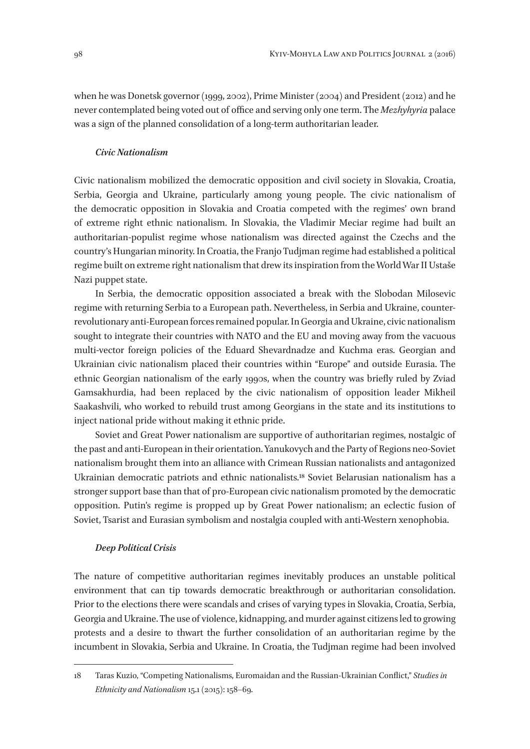when he was Donetsk governor (1999, 2002), Prime Minister (2004) and President (2012) and he never contemplated being voted out of office and serving only one term. The *Mezhyhyria* palace was a sign of the planned consolidation of a long-term authoritarian leader.

### *Civic Nationalism*

Civic nationalism mobilized the democratic opposition and civil society in Slovakia, Croatia, Serbia, Georgia and Ukraine, particularly among young people. The civic nationalism of the democratic opposition in Slovakia and Croatia competed with the regimes' own brand of extreme right ethnic nationalism. In Slovakia, the Vladimir Meciar regime had built an authoritarian-populist regime whose nationalism was directed against the Czechs and the country's Hungarian minority. In Croatia, the Franjo Tudjman regime had established a political regime built on extreme right nationalism that drew its inspiration from the World War II Ustaše Nazi puppet state.

In Serbia, the democratic opposition associated a break with the Slobodan Milosevic regime with returning Serbia to a European path. Nevertheless, in Serbia and Ukraine, counter-revolutionary anti-European forces remained popular. In Georgia and Ukraine, civic nationalism sought to integrate their countries with NATO and the EU and moving away from the vacuous multi-vector foreign policies of the Eduard Shevardnadze and Kuchma eras. Georgian and Ukrainian civic nationalism placed their countries within "Europe" and outside Eurasia. The ethnic Georgian nationalism of the early 1990s, when the country was briefly ruled by Zviad Gamsakhurdia, had been replaced by the civic nationalism of opposition leader Mikheil Saakashvili, who worked to rebuild trust among Georgians in the state and its institutions to inject national pride without making it ethnic pride.

Soviet and Great Power nationalism are supportive of authoritarian regimes, nostalgic of the past and anti-European in their orientation. Yanukovych and the Party of Regions neo-Soviet nationalism brought them into an alliance with Crimean Russian nationalists and antagonized Ukrainian democratic patriots and ethnic nationalists.[18] Soviet Belarusian nationalism has a stronger support base than that of pro-European civic nationalism promoted by the democratic opposition. Putin's regime is propped up by Great Power nationalism; an eclectic fusion of Soviet, Tsarist and Eurasian symbolism and nostalgia coupled with anti-Western xenophobia.

### *Deep Political Crisis*

The nature of competitive authoritarian regimes inevitably produces an unstable political environment that can tip towards democratic breakthrough or authoritarian consolidation. Prior to the elections there were scandals and crises of varying types in Slovakia, Croatia, Serbia, Georgia and Ukraine. The use of violence, kidnapping, and murder against citizens led to growing protests and a desire to thwart the further consolidation of an authoritarian regime by the incumbent in Slovakia, Serbia and Ukraine. In Croatia, the Tudjman regime had been involved

---

18 Taras Kuzio, "Competing Nationalisms, Euromaidan and the Russian-Ukrainian Conflict," *Studies in Ethnicity and Nationalism* 15.1 (2015): 158–69.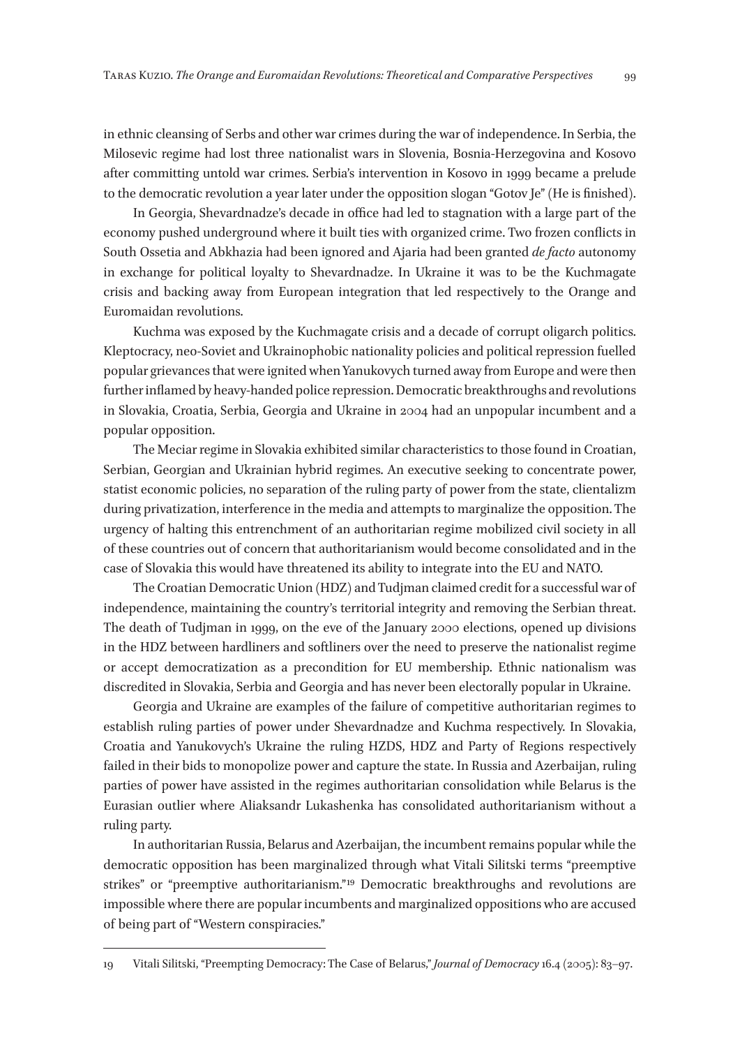in ethnic cleansing of Serbs and other war crimes during the war of independence. In Serbia, the Milosevic regime had lost three nationalist wars in Slovenia, Bosnia-Herzegovina and Kosovo after committing untold war crimes. Serbia's intervention in Kosovo in 1999 became a prelude to the democratic revolution a year later under the opposition slogan "Gotov Je" (He is finished).

In Georgia, Shevardnadze's decade in office had led to stagnation with a large part of the economy pushed underground where it built ties with organized crime. Two frozen conflicts in South Ossetia and Abkhazia had been ignored and Ajaria had been granted *de facto* autonomy in exchange for political loyalty to Shevardnadze. In Ukraine it was to be the Kuchmagate crisis and backing away from European integration that led respectively to the Orange and Euromaidan revolutions.

Kuchma was exposed by the Kuchmagate crisis and a decade of corrupt oligarch politics. Kleptocracy, neo-Soviet and Ukrainophobic nationality policies and political repression fuelled popular grievances that were ignited when Yanukovych turned away from Europe and were then further inflamed by heavy-handed police repression. Democratic breakthroughs and revolutions in Slovakia, Croatia, Serbia, Georgia and Ukraine in 2004 had an unpopular incumbent and a popular opposition.

The Meciar regime in Slovakia exhibited similar characteristics to those found in Croatian, Serbian, Georgian and Ukrainian hybrid regimes. An executive seeking to concentrate power, statist economic policies, no separation of the ruling party of power from the state, clientalizm during privatization, interference in the media and attempts to marginalize the opposition. The urgency of halting this entrenchment of an authoritarian regime mobilized civil society in all of these countries out of concern that authoritarianism would become consolidated and in the case of Slovakia this would have threatened its ability to integrate into the EU and NATO.

The Croatian Democratic Union (HDZ) and Tudjman claimed credit for a successful war of independence, maintaining the country's territorial integrity and removing the Serbian threat. The death of Tudjman in 1999, on the eve of the January 2000 elections, opened up divisions in the HDZ between hardliners and softliners over the need to preserve the nationalist regime or accept democratization as a precondition for EU membership. Ethnic nationalism was discredited in Slovakia, Serbia and Georgia and has never been electorally popular in Ukraine.

Georgia and Ukraine are examples of the failure of competitive authoritarian regimes to establish ruling parties of power under Shevardnadze and Kuchma respectively. In Slovakia, Croatia and Yanukovych's Ukraine the ruling HZDS, HDZ and Party of Regions respectively failed in their bids to monopolize power and capture the state. In Russia and Azerbaijan, ruling parties of power have assisted in the regimes authoritarian consolidation while Belarus is the Eurasian outlier where Aliaksandr Lukashenka has consolidated authoritarianism without a ruling party.

In authoritarian Russia, Belarus and Azerbaijan, the incumbent remains popular while the democratic opposition has been marginalized through what Vitali Silitski terms "preemptive strikes" or "preemptive authoritarianism."[19] Democratic breakthroughs and revolutions are impossible where there are popular incumbents and marginalized oppositions who are accused of being part of "Western conspiracies."

---

19 Vitali Silitski, "Preempting Democracy: The Case of Belarus," *Journal of Democracy* 16.4 (2005): 83–97.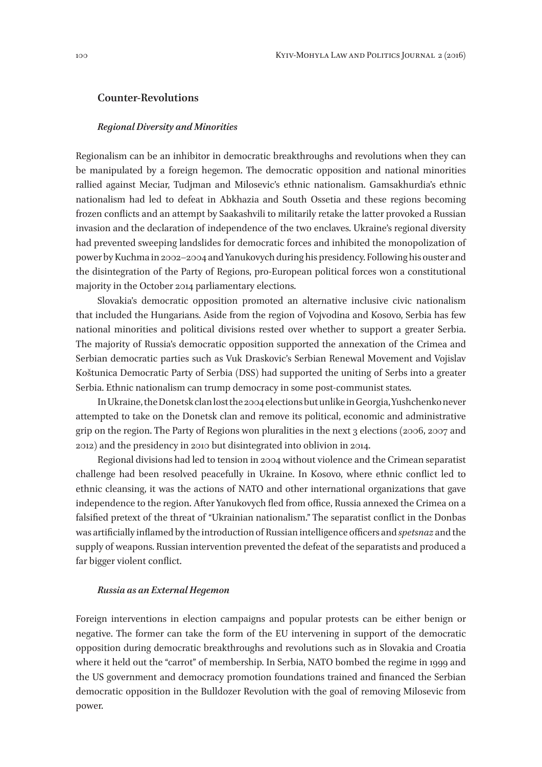## Counter-Revolutions

### *Regional Diversity and Minorities*

Regionalism can be an inhibitor in democratic breakthroughs and revolutions when they can be manipulated by a foreign hegemon. The democratic opposition and national minorities rallied against Meciar, Tudjman and Milosevic's ethnic nationalism. Gamsakhurdia's ethnic nationalism had led to defeat in Abkhazia and South Ossetia and these regions becoming frozen conflicts and an attempt by Saakashvili to militarily retake the latter provoked a Russian invasion and the declaration of independence of the two enclaves. Ukraine's regional diversity had prevented sweeping landslides for democratic forces and inhibited the monopolization of power by Kuchma in 2002–2004 and Yanukovych during his presidency. Following his ouster and the disintegration of the Party of Regions, pro-European political forces won a constitutional majority in the October 2014 parliamentary elections.

Slovakia's democratic opposition promoted an alternative inclusive civic nationalism that included the Hungarians. Aside from the region of Vojvodina and Kosovo, Serbia has few national minorities and political divisions rested over whether to support a greater Serbia. The majority of Russia's democratic opposition supported the annexation of the Crimea and Serbian democratic parties such as Vuk Draskovic's Serbian Renewal Movement and Vojislav Koštunica Democratic Party of Serbia (DSS) had supported the uniting of Serbs into a greater Serbia. Ethnic nationalism can trump democracy in some post-communist states.

In Ukraine, the Donetsk clan lost the 2004 elections but unlike in Georgia, Yushchenko never attempted to take on the Donetsk clan and remove its political, economic and administrative grip on the region. The Party of Regions won pluralities in the next 3 elections (2006, 2007 and 2012) and the presidency in 2010 but disintegrated into oblivion in 2014.

Regional divisions had led to tension in 2004 without violence and the Crimean separatist challenge had been resolved peacefully in Ukraine. In Kosovo, where ethnic conflict led to ethnic cleansing, it was the actions of NATO and other international organizations that gave independence to the region. After Yanukovych fled from office, Russia annexed the Crimea on a falsified pretext of the threat of "Ukrainian nationalism." The separatist conflict in the Donbas was artificially inflamed by the introduction of Russian intelligence officers and *spetsnaz* and the supply of weapons. Russian intervention prevented the defeat of the separatists and produced a far bigger violent conflict.

### *Russia as an External Hegemon*

Foreign interventions in election campaigns and popular protests can be either benign or negative. The former can take the form of the EU intervening in support of the democratic opposition during democratic breakthroughs and revolutions such as in Slovakia and Croatia where it held out the "carrot" of membership. In Serbia, NATO bombed the regime in 1999 and the US government and democracy promotion foundations trained and financed the Serbian democratic opposition in the Bulldozer Revolution with the goal of removing Milosevic from power.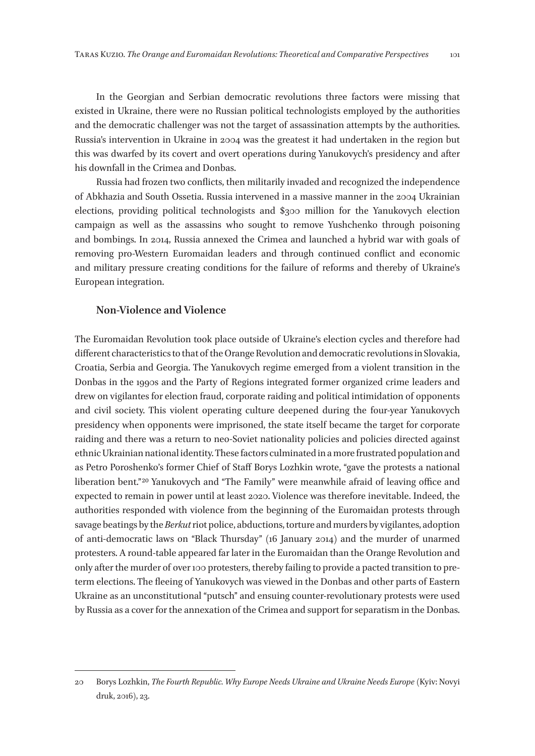In the Georgian and Serbian democratic revolutions three factors were missing that existed in Ukraine, there were no Russian political technologists employed by the authorities and the democratic challenger was not the target of assassination attempts by the authorities. Russia's intervention in Ukraine in 2004 was the greatest it had undertaken in the region but this was dwarfed by its covert and overt operations during Yanukovych's presidency and after his downfall in the Crimea and Donbas.

Russia had frozen two conflicts, then militarily invaded and recognized the independence of Abkhazia and South Ossetia. Russia intervened in a massive manner in the 2004 Ukrainian elections, providing political technologists and $300 million for the Yanukovych election campaign as well as the assassins who sought to remove Yushchenko through poisoning and bombings. In 2014, Russia annexed the Crimea and launched a hybrid war with goals of removing pro-Western Euromaidan leaders and through continued conflict and economic and military pressure creating conditions for the failure of reforms and thereby of Ukraine's European integration.

## Non-Violence and Violence

The Euromaidan Revolution took place outside of Ukraine's election cycles and therefore had different characteristics to that of the Orange Revolution and democratic revolutions in Slovakia, Croatia, Serbia and Georgia. The Yanukovych regime emerged from a violent transition in the Donbas in the 1990s and the Party of Regions integrated former organized crime leaders and drew on vigilantes for election fraud, corporate raiding and political intimidation of opponents and civil society. This violent operating culture deepened during the four-year Yanukovych presidency when opponents were imprisoned, the state itself became the target for corporate raiding and there was a return to neo-Soviet nationality policies and policies directed against ethnic Ukrainian national identity. These factors culminated in a more frustrated population and as Petro Poroshenko's former Chief of Staff Borys Lozhkin wrote, "gave the protests a national liberation bent."[20] Yanukovych and "The Family" were meanwhile afraid of leaving office and expected to remain in power until at least 2020. Violence was therefore inevitable. Indeed, the authorities responded with violence from the beginning of the Euromaidan protests through savage beatings by the *Berkut* riot police, abductions, torture and murders by vigilantes, adoption of anti-democratic laws on "Black Thursday" (16 January 2014) and the murder of unarmed protesters. A round-table appeared far later in the Euromaidan than the Orange Revolution and only after the murder of over 100 protesters, thereby failing to provide a pacted transition to pre-term elections. The fleeing of Yanukovych was viewed in the Donbas and other parts of Eastern Ukraine as an unconstitutional "putsch" and ensuing counter-revolutionary protests were used by Russia as a cover for the annexation of the Crimea and support for separatism in the Donbas.

---

20 Borys Lozhkin, *The Fourth Republic. Why Europe Needs Ukraine and Ukraine Needs Europe* (Kyiv: Novyi druk, 2016), 23.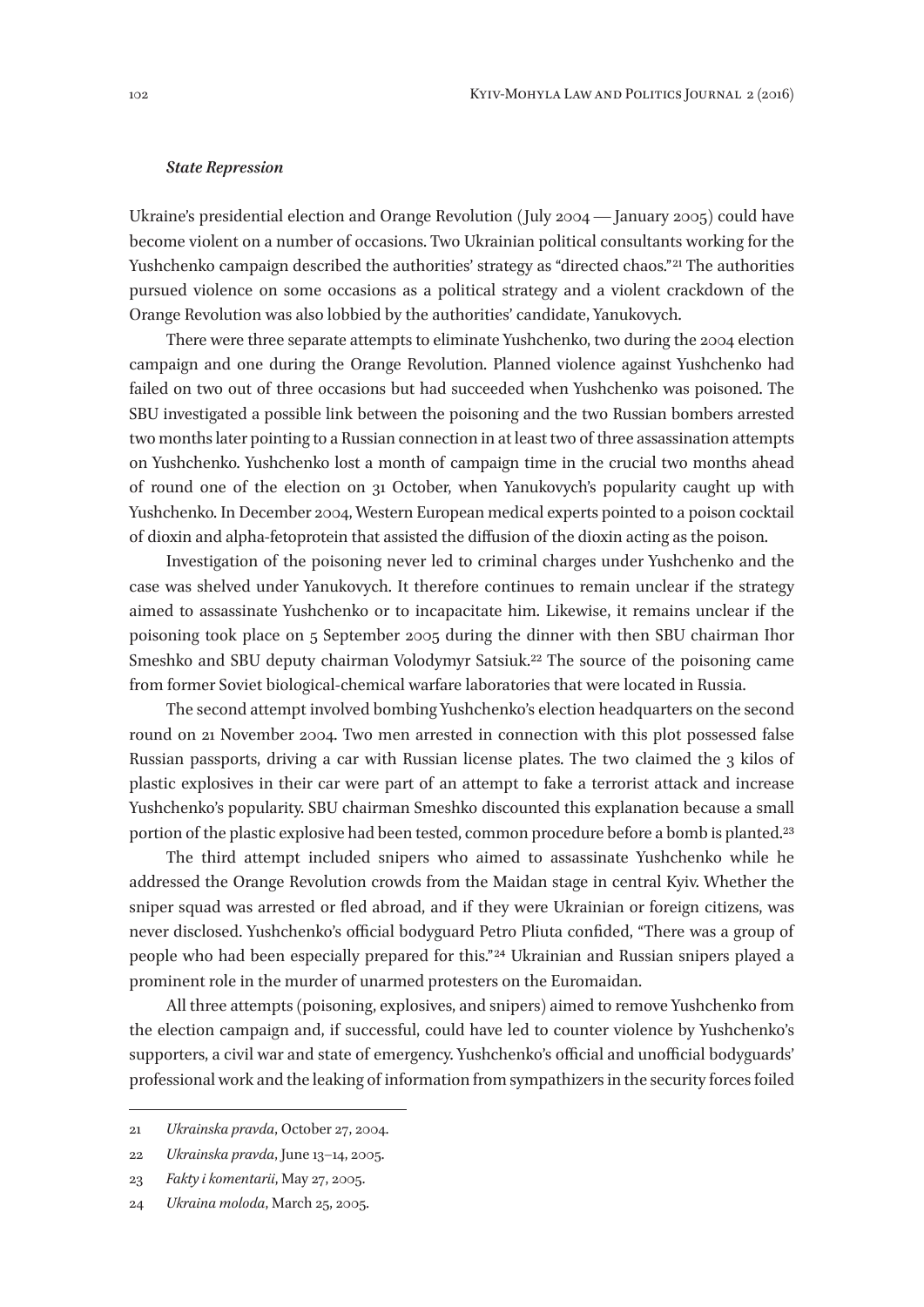***State Repression***

Ukraine's presidential election and Orange Revolution (July 2004 — January 2005) could have become violent on a number of occasions. Two Ukrainian political consultants working for the Yushchenko campaign described the authorities' strategy as "directed chaos."[21] The authorities pursued violence on some occasions as a political strategy and a violent crackdown of the Orange Revolution was also lobbied by the authorities' candidate, Yanukovych.

There were three separate attempts to eliminate Yushchenko, two during the 2004 election campaign and one during the Orange Revolution. Planned violence against Yushchenko had failed on two out of three occasions but had succeeded when Yushchenko was poisoned. The SBU investigated a possible link between the poisoning and the two Russian bombers arrested two months later pointing to a Russian connection in at least two of three assassination attempts on Yushchenko. Yushchenko lost a month of campaign time in the crucial two months ahead of round one of the election on 31 October, when Yanukovych's popularity caught up with Yushchenko. In December 2004, Western European medical experts pointed to a poison cocktail of dioxin and alpha-fetoprotein that assisted the diffusion of the dioxin acting as the poison.

Investigation of the poisoning never led to criminal charges under Yushchenko and the case was shelved under Yanukovych. It therefore continues to remain unclear if the strategy aimed to assassinate Yushchenko or to incapacitate him. Likewise, it remains unclear if the poisoning took place on 5 September 2005 during the dinner with then SBU chairman Ihor Smeshko and SBU deputy chairman Volodymyr Satsiuk.[22] The source of the poisoning came from former Soviet biological-chemical warfare laboratories that were located in Russia.

The second attempt involved bombing Yushchenko's election headquarters on the second round on 21 November 2004. Two men arrested in connection with this plot possessed false Russian passports, driving a car with Russian license plates. The two claimed the 3 kilos of plastic explosives in their car were part of an attempt to fake a terrorist attack and increase Yushchenko's popularity. SBU chairman Smeshko discounted this explanation because a small portion of the plastic explosive had been tested, common procedure before a bomb is planted.[23]

The third attempt included snipers who aimed to assassinate Yushchenko while he addressed the Orange Revolution crowds from the Maidan stage in central Kyiv. Whether the sniper squad was arrested or fled abroad, and if they were Ukrainian or foreign citizens, was never disclosed. Yushchenko's official bodyguard Petro Pliuta confided, "There was a group of people who had been especially prepared for this."[24] Ukrainian and Russian snipers played a prominent role in the murder of unarmed protesters on the Euromaidan.

All three attempts (poisoning, explosives, and snipers) aimed to remove Yushchenko from the election campaign and, if successful, could have led to counter violence by Yushchenko's supporters, a civil war and state of emergency. Yushchenko's official and unofficial bodyguards' professional work and the leaking of information from sympathizers in the security forces foiled

---

21 *Ukrainska pravda*, October 27, 2004.

22 *Ukrainska pravda*, June 13–14, 2005.

23 *Fakty i komentarii*, May 27, 2005.

24 *Ukraina moloda*, March 25, 2005.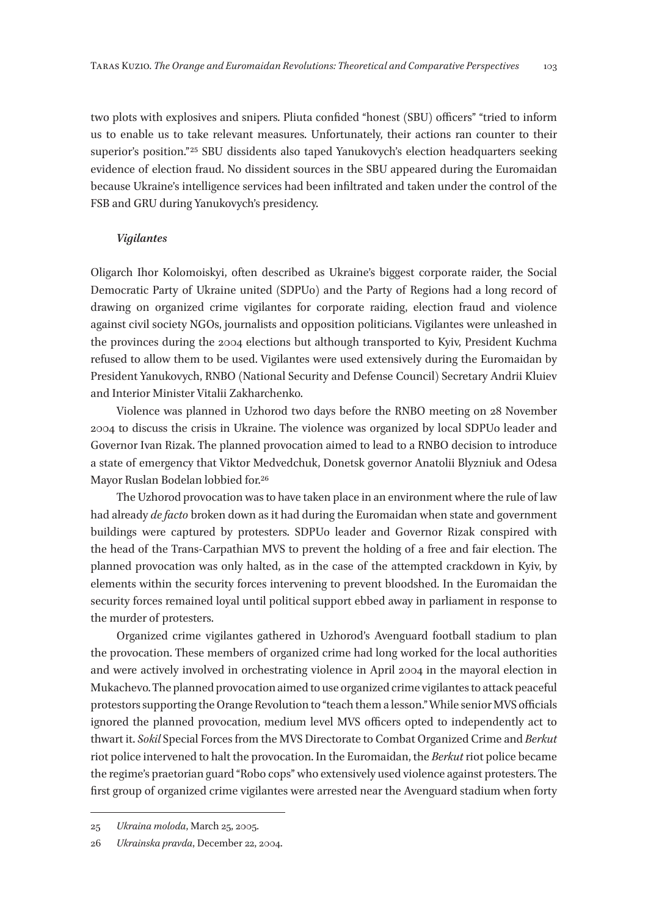two plots with explosives and snipers. Pliuta confided "honest (SBU) officers" "tried to inform us to enable us to take relevant measures. Unfortunately, their actions ran counter to their superior's position."[25] SBU dissidents also taped Yanukovych's election headquarters seeking evidence of election fraud. No dissident sources in the SBU appeared during the Euromaidan because Ukraine's intelligence services had been infiltrated and taken under the control of the FSB and GRU during Yanukovych's presidency.

### *Vigilantes*

Oligarch Ihor Kolomoiskyi, often described as Ukraine's biggest corporate raider, the Social Democratic Party of Ukraine united (SDPUo) and the Party of Regions had a long record of drawing on organized crime vigilantes for corporate raiding, election fraud and violence against civil society NGOs, journalists and opposition politicians. Vigilantes were unleashed in the provinces during the 2004 elections but although transported to Kyiv, President Kuchma refused to allow them to be used. Vigilantes were used extensively during the Euromaidan by President Yanukovych, RNBO (National Security and Defense Council) Secretary Andrii Kluiev and Interior Minister Vitalii Zakharchenko.

Violence was planned in Uzhorod two days before the RNBO meeting on 28 November 2004 to discuss the crisis in Ukraine. The violence was organized by local SDPUo leader and Governor Ivan Rizak. The planned provocation aimed to lead to a RNBO decision to introduce a state of emergency that Viktor Medvedchuk, Donetsk governor Anatolii Blyzniuk and Odesa Mayor Ruslan Bodelan lobbied for.[26]

The Uzhorod provocation was to have taken place in an environment where the rule of law had already *de facto* broken down as it had during the Euromaidan when state and government buildings were captured by protesters. SDPUo leader and Governor Rizak conspired with the head of the Trans-Carpathian MVS to prevent the holding of a free and fair election. The planned provocation was only halted, as in the case of the attempted crackdown in Kyiv, by elements within the security forces intervening to prevent bloodshed. In the Euromaidan the security forces remained loyal until political support ebbed away in parliament in response to the murder of protesters.

Organized crime vigilantes gathered in Uzhorod's Avenguard football stadium to plan the provocation. These members of organized crime had long worked for the local authorities and were actively involved in orchestrating violence in April 2004 in the mayoral election in Mukachevo. The planned provocation aimed to use organized crime vigilantes to attack peaceful protestors supporting the Orange Revolution to "teach them a lesson." While senior MVS officials ignored the planned provocation, medium level MVS officers opted to independently act to thwart it. *Sokil* Special Forces from the MVS Directorate to Combat Organized Crime and *Berkut* riot police intervened to halt the provocation. In the Euromaidan, the *Berkut* riot police became the regime's praetorian guard "Robo cops" who extensively used violence against protesters. The first group of organized crime vigilantes were arrested near the Avenguard stadium when forty

---

25 *Ukraina moloda*, March 25, 2005.

26 *Ukrainska pravda*, December 22, 2004.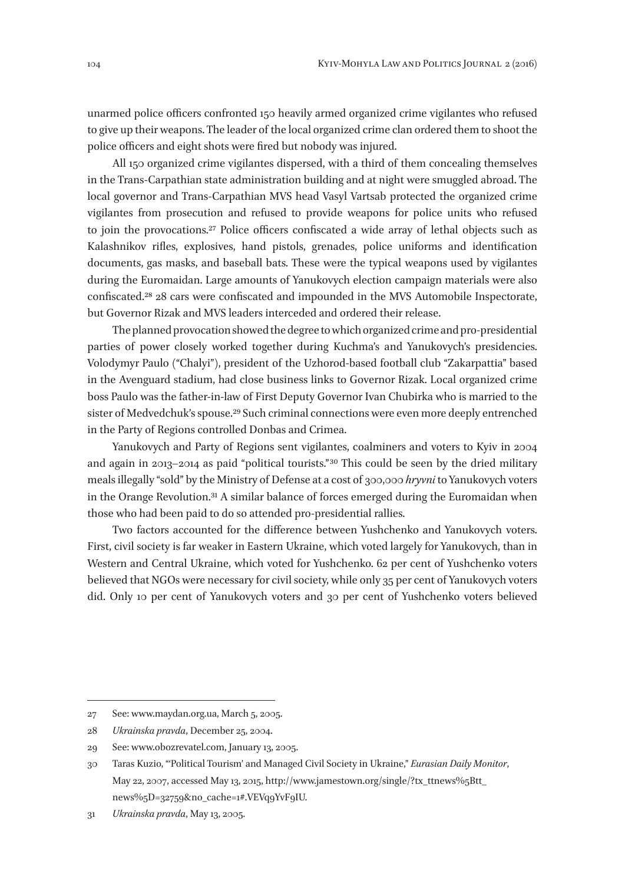unarmed police officers confronted 150 heavily armed organized crime vigilantes who refused to give up their weapons. The leader of the local organized crime clan ordered them to shoot the police officers and eight shots were fired but nobody was injured.

All 150 organized crime vigilantes dispersed, with a third of them concealing themselves in the Trans-Carpathian state administration building and at night were smuggled abroad. The local governor and Trans-Carpathian MVS head Vasyl Vartsab protected the organized crime vigilantes from prosecution and refused to provide weapons for police units who refused to join the provocations.[27] Police officers confiscated a wide array of lethal objects such as Kalashnikov rifles, explosives, hand pistols, grenades, police uniforms and identification documents, gas masks, and baseball bats. These were the typical weapons used by vigilantes during the Euromaidan. Large amounts of Yanukovych election campaign materials were also confiscated.[28] 28 cars were confiscated and impounded in the MVS Automobile Inspectorate, but Governor Rizak and MVS leaders interceded and ordered their release.

The planned provocation showed the degree to which organized crime and pro-presidential parties of power closely worked together during Kuchma's and Yanukovych's presidencies. Volodymyr Paulo ("Chalyi"), president of the Uzhorod-based football club "Zakarpattia" based in the Avenguard stadium, had close business links to Governor Rizak. Local organized crime boss Paulo was the father-in-law of First Deputy Governor Ivan Chubirka who is married to the sister of Medvedchuk's spouse.[29] Such criminal connections were even more deeply entrenched in the Party of Regions controlled Donbas and Crimea.

Yanukovych and Party of Regions sent vigilantes, coalminers and voters to Kyiv in 2004 and again in 2013–2014 as paid "political tourists."[30] This could be seen by the dried military meals illegally "sold" by the Ministry of Defense at a cost of 300,000 *hryvni* to Yanukovych voters in the Orange Revolution.[31] A similar balance of forces emerged during the Euromaidan when those who had been paid to do so attended pro-presidential rallies.

Two factors accounted for the difference between Yushchenko and Yanukovych voters. First, civil society is far weaker in Eastern Ukraine, which voted largely for Yanukovych, than in Western and Central Ukraine, which voted for Yushchenko. 62 per cent of Yushchenko voters believed that NGOs were necessary for civil society, while only 35 per cent of Yanukovych voters did. Only 10 per cent of Yanukovych voters and 30 per cent of Yushchenko voters believed

---

27 See: www.maydan.org.ua, March 5, 2005.

28 *Ukrainska pravda*, December 25, 2004.

29 See: www.obozrevatel.com, January 13, 2005.

30 Taras Kuzio, "'Political Tourism' and Managed Civil Society in Ukraine," *Eurasian Daily Monitor*, May 22, 2007, accessed May 13, 2015, http://www.jamestown.org/single/?tx_ttnews%5Btt_news%5D=32759&no_cache=1#.VEVq9YvF9IU.

31 *Ukrainska pravda*, May 13, 2005.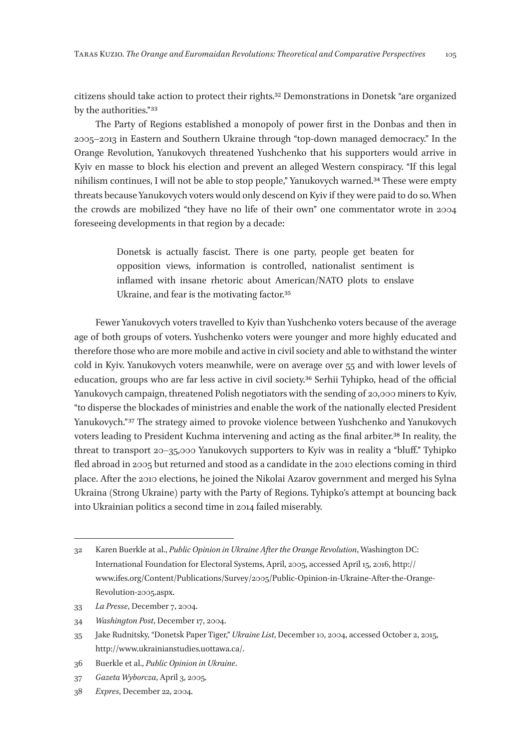citizens should take action to protect their rights.[32] Demonstrations in Donetsk "are organized by the authorities."[33]

The Party of Regions established a monopoly of power first in the Donbas and then in 2005–2013 in Eastern and Southern Ukraine through "top-down managed democracy." In the Orange Revolution, Yanukovych threatened Yushchenko that his supporters would arrive in Kyiv en masse to block his election and prevent an alleged Western conspiracy. "If this legal nihilism continues, I will not be able to stop people," Yanukovych warned.[34] These were empty threats because Yanukovych voters would only descend on Kyiv if they were paid to do so. When the crowds are mobilized "they have no life of their own" one commentator wrote in 2004 foreseeing developments in that region by a decade:

> Donetsk is actually fascist. There is one party, people get beaten for opposition views, information is controlled, nationalist sentiment is inflamed with insane rhetoric about American/NATO plots to enslave Ukraine, and fear is the motivating factor.[35]

Fewer Yanukovych voters travelled to Kyiv than Yushchenko voters because of the average age of both groups of voters. Yushchenko voters were younger and more highly educated and therefore those who are more mobile and active in civil society and able to withstand the winter cold in Kyiv. Yanukovych voters meanwhile, were on average over 55 and with lower levels of education, groups who are far less active in civil society.[36] Serhii Tyhipko, head of the official Yanukovych campaign, threatened Polish negotiators with the sending of 20,000 miners to Kyiv, "to disperse the blockades of ministries and enable the work of the nationally elected President Yanukovych."[37] The strategy aimed to provoke violence between Yushchenko and Yanukovych voters leading to President Kuchma intervening and acting as the final arbiter.[38] In reality, the threat to transport 20–35,000 Yanukovych supporters to Kyiv was in reality a "bluff." Tyhipko fled abroad in 2005 but returned and stood as a candidate in the 2010 elections coming in third place. After the 2010 elections, he joined the Nikolai Azarov government and merged his Sylna Ukraina (Strong Ukraine) party with the Party of Regions. Tyhipko's attempt at bouncing back into Ukrainian politics a second time in 2014 failed miserably.

---

32 Karen Buerkle at al., *Public Opinion in Ukraine After the Orange Revolution*, Washington DC: International Foundation for Electoral Systems, April, 2005, accessed April 15, 2016, http://www.ifes.org/Content/Publications/Survey/2005/Public-Opinion-in-Ukraine-After-the-Orange-Revolution-2005.aspx.

33 *La Presse*, December 7, 2004.

34 *Washington Post*, December 17, 2004.

35 Jake Rudnitsky, "Donetsk Paper Tiger," *Ukraine List*, December 10, 2004, accessed October 2, 2015, http://www.ukrainianstudies.uottawa.ca/.

36 Buerkle et al., *Public Opinion in Ukraine*.

37 *Gazeta Wyborcza*, April 3, 2005.

38 *Expres*, December 22, 2004.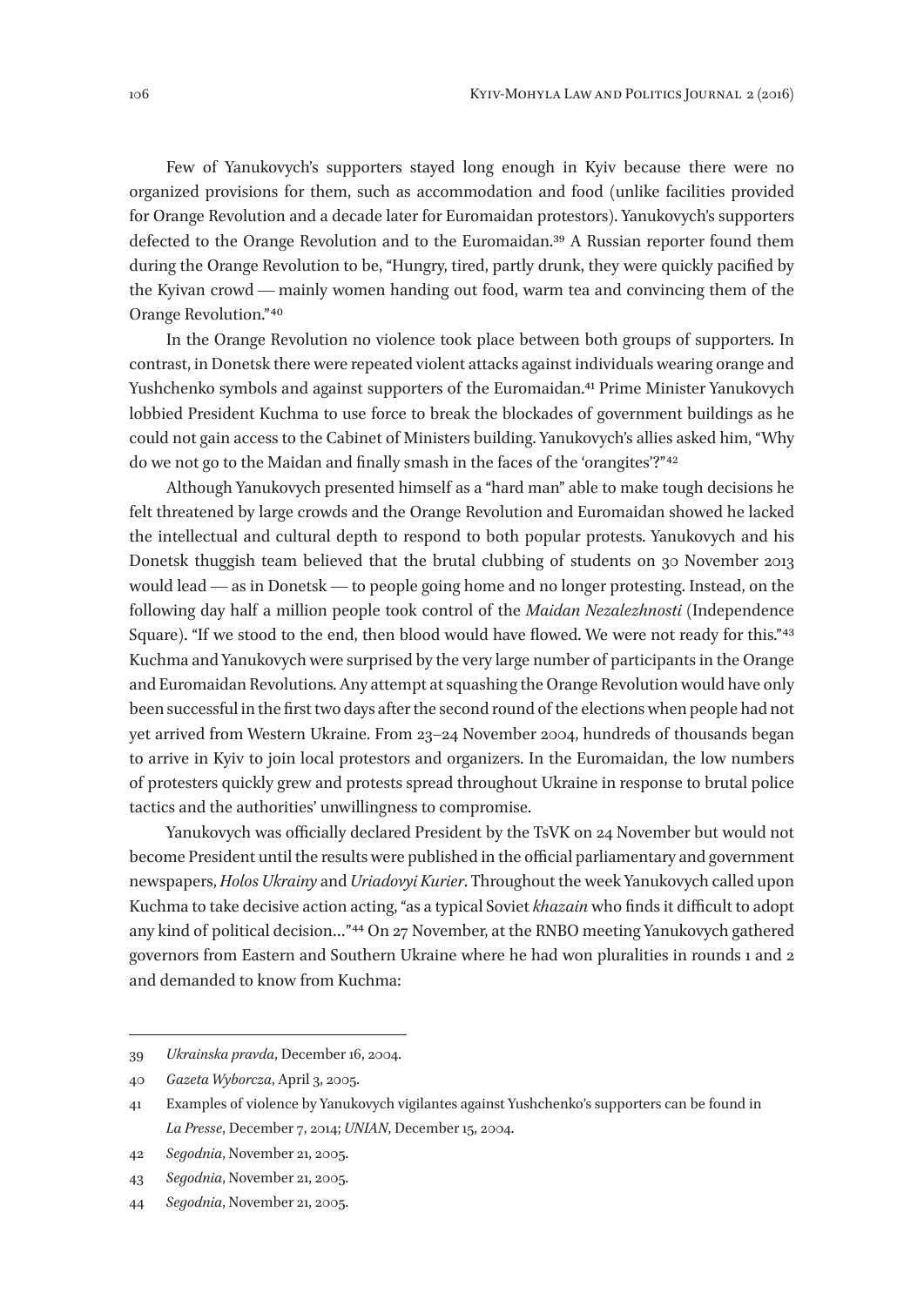Few of Yanukovych's supporters stayed long enough in Kyiv because there were no organized provisions for them, such as accommodation and food (unlike facilities provided for Orange Revolution and a decade later for Euromaidan protestors). Yanukovych's supporters defected to the Orange Revolution and to the Euromaidan.[39] A Russian reporter found them during the Orange Revolution to be, "Hungry, tired, partly drunk, they were quickly pacified by the Kyivan crowd — mainly women handing out food, warm tea and convincing them of the Orange Revolution."[40]

In the Orange Revolution no violence took place between both groups of supporters. In contrast, in Donetsk there were repeated violent attacks against individuals wearing orange and Yushchenko symbols and against supporters of the Euromaidan.[41] Prime Minister Yanukovych lobbied President Kuchma to use force to break the blockades of government buildings as he could not gain access to the Cabinet of Ministers building. Yanukovych's allies asked him, "Why do we not go to the Maidan and finally smash in the faces of the 'orangites'?"[42]

Although Yanukovych presented himself as a "hard man" able to make tough decisions he felt threatened by large crowds and the Orange Revolution and Euromaidan showed he lacked the intellectual and cultural depth to respond to both popular protests. Yanukovych and his Donetsk thuggish team believed that the brutal clubbing of students on 30 November 2013 would lead — as in Donetsk — to people going home and no longer protesting. Instead, on the following day half a million people took control of the *Maidan Nezalezhnosti* (Independence Square). "If we stood to the end, then blood would have flowed. We were not ready for this."[43] Kuchma and Yanukovych were surprised by the very large number of participants in the Orange and Euromaidan Revolutions. Any attempt at squashing the Orange Revolution would have only been successful in the first two days after the second round of the elections when people had not yet arrived from Western Ukraine. From 23–24 November 2004, hundreds of thousands began to arrive in Kyiv to join local protestors and organizers. In the Euromaidan, the low numbers of protesters quickly grew and protests spread throughout Ukraine in response to brutal police tactics and the authorities' unwillingness to compromise.

Yanukovych was officially declared President by the TsVK on 24 November but would not become President until the results were published in the official parliamentary and government newspapers, *Holos Ukrainy* and *Uriadovyi Kurier*. Throughout the week Yanukovych called upon Kuchma to take decisive action acting, "as a typical Soviet *khazain* who finds it difficult to adopt any kind of political decision…"[44] On 27 November, at the RNBO meeting Yanukovych gathered governors from Eastern and Southern Ukraine where he had won pluralities in rounds 1 and 2 and demanded to know from Kuchma:

---

39 *Ukrainska pravda*, December 16, 2004.

40 *Gazeta Wyborcza*, April 3, 2005.

41 Examples of violence by Yanukovych vigilantes against Yushchenko's supporters can be found in *La Presse*, December 7, 2014; *UNIAN*, December 15, 2004.

42 *Segodnia*, November 21, 2005.

43 *Segodnia*, November 21, 2005.

44 *Segodnia*, November 21, 2005.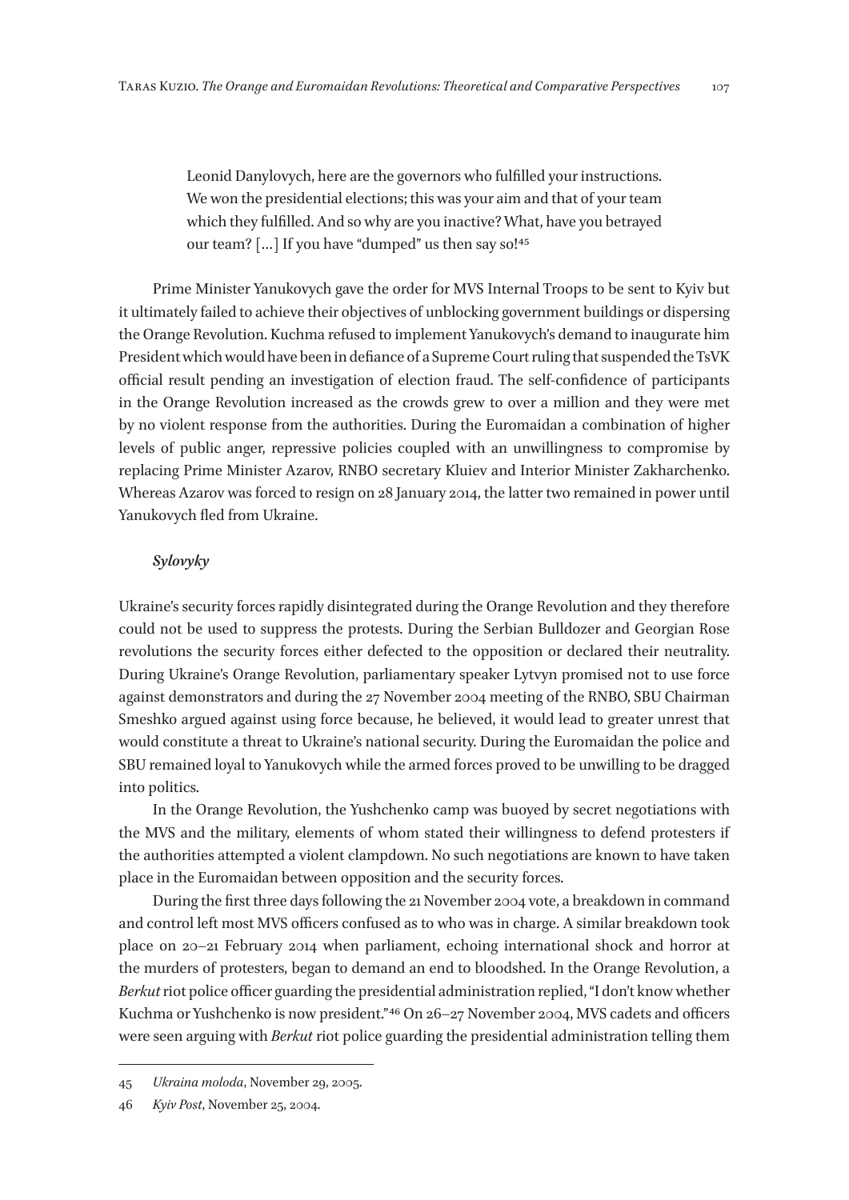> Leonid Danylovych, here are the governors who fulfilled your instructions. We won the presidential elections; this was your aim and that of your team which they fulfilled. And so why are you inactive? What, have you betrayed our team? […] If you have "dumped" us then say so![45]

Prime Minister Yanukovych gave the order for MVS Internal Troops to be sent to Kyiv but it ultimately failed to achieve their objectives of unblocking government buildings or dispersing the Orange Revolution. Kuchma refused to implement Yanukovych's demand to inaugurate him President which would have been in defiance of a Supreme Court ruling that suspended the TsVK official result pending an investigation of election fraud. The self-confidence of participants in the Orange Revolution increased as the crowds grew to over a million and they were met by no violent response from the authorities. During the Euromaidan a combination of higher levels of public anger, repressive policies coupled with an unwillingness to compromise by replacing Prime Minister Azarov, RNBO secretary Kluiev and Interior Minister Zakharchenko. Whereas Azarov was forced to resign on 28 January 2014, the latter two remained in power until Yanukovych fled from Ukraine.

### *Sylovyky*

Ukraine's security forces rapidly disintegrated during the Orange Revolution and they therefore could not be used to suppress the protests. During the Serbian Bulldozer and Georgian Rose revolutions the security forces either defected to the opposition or declared their neutrality. During Ukraine's Orange Revolution, parliamentary speaker Lytvyn promised not to use force against demonstrators and during the 27 November 2004 meeting of the RNBO, SBU Chairman Smeshko argued against using force because, he believed, it would lead to greater unrest that would constitute a threat to Ukraine's national security. During the Euromaidan the police and SBU remained loyal to Yanukovych while the armed forces proved to be unwilling to be dragged into politics.

In the Orange Revolution, the Yushchenko camp was buoyed by secret negotiations with the MVS and the military, elements of whom stated their willingness to defend protesters if the authorities attempted a violent clampdown. No such negotiations are known to have taken place in the Euromaidan between opposition and the security forces.

During the first three days following the 21 November 2004 vote, a breakdown in command and control left most MVS officers confused as to who was in charge. A similar breakdown took place on 20–21 February 2014 when parliament, echoing international shock and horror at the murders of protesters, began to demand an end to bloodshed. In the Orange Revolution, a *Berkut* riot police officer guarding the presidential administration replied, "I don't know whether Kuchma or Yushchenko is now president."[46] On 26–27 November 2004, MVS cadets and officers were seen arguing with *Berkut* riot police guarding the presidential administration telling them

---

45 *Ukraina moloda*, November 29, 2005.

46 *Kyiv Post*, November 25, 2004.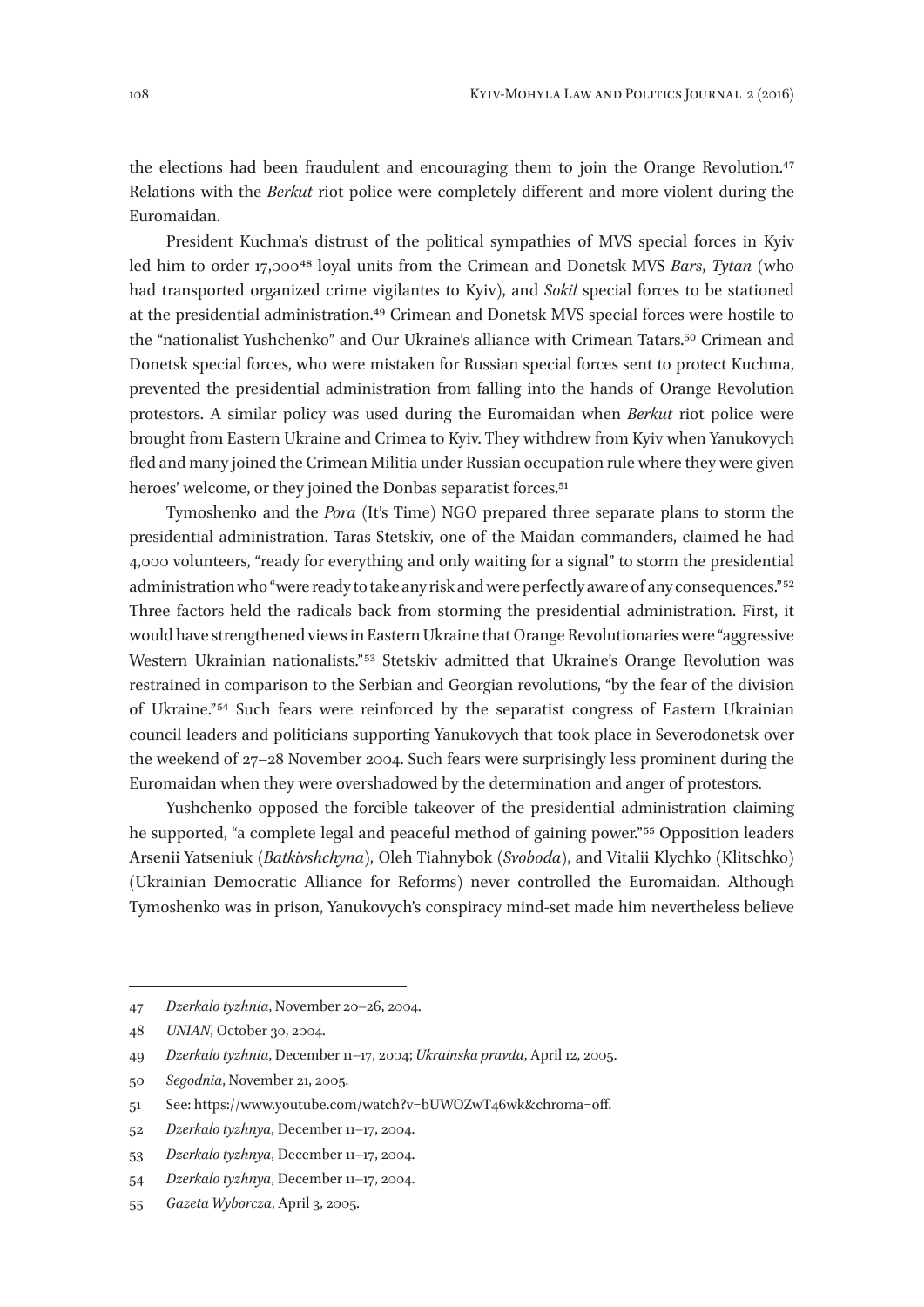the elections had been fraudulent and encouraging them to join the Orange Revolution.[47] Relations with the *Berkut* riot police were completely different and more violent during the Euromaidan.

President Kuchma's distrust of the political sympathies of MVS special forces in Kyiv led him to order 17,000[48] loyal units from the Crimean and Donetsk MVS *Bars*, *Tytan* (who had transported organized crime vigilantes to Kyiv), and *Sokil* special forces to be stationed at the presidential administration.[49] Crimean and Donetsk MVS special forces were hostile to the "nationalist Yushchenko" and Our Ukraine's alliance with Crimean Tatars.[50] Crimean and Donetsk special forces, who were mistaken for Russian special forces sent to protect Kuchma, prevented the presidential administration from falling into the hands of Orange Revolution protestors. A similar policy was used during the Euromaidan when *Berkut* riot police were brought from Eastern Ukraine and Crimea to Kyiv. They withdrew from Kyiv when Yanukovych fled and many joined the Crimean Militia under Russian occupation rule where they were given heroes' welcome, or they joined the Donbas separatist forces.[51]

Tymoshenko and the *Pora* (It's Time) NGO prepared three separate plans to storm the presidential administration. Taras Stetskiv, one of the Maidan commanders, claimed he had 4,000 volunteers, "ready for everything and only waiting for a signal" to storm the presidential administration who "were ready to take any risk and were perfectly aware of any consequences."[52] Three factors held the radicals back from storming the presidential administration. First, it would have strengthened views in Eastern Ukraine that Orange Revolutionaries were "aggressive Western Ukrainian nationalists."[53] Stetskiv admitted that Ukraine's Orange Revolution was restrained in comparison to the Serbian and Georgian revolutions, "by the fear of the division of Ukraine."[54] Such fears were reinforced by the separatist congress of Eastern Ukrainian council leaders and politicians supporting Yanukovych that took place in Severodonetsk over the weekend of 27–28 November 2004. Such fears were surprisingly less prominent during the Euromaidan when they were overshadowed by the determination and anger of protestors.

Yushchenko opposed the forcible takeover of the presidential administration claiming he supported, "a complete legal and peaceful method of gaining power."[55] Opposition leaders Arsenii Yatseniuk (*Batkivshchyna*), Oleh Tiahnybok (*Svoboda*), and Vitalii Klychko (Klitschko) (Ukrainian Democratic Alliance for Reforms) never controlled the Euromaidan. Although Tymoshenko was in prison, Yanukovych's conspiracy mind-set made him nevertheless believe

---

47 *Dzerkalo tyzhnia*, November 20–26, 2004.

48 *UNIAN*, October 30, 2004.

49 *Dzerkalo tyzhnia*, December 11–17, 2004; *Ukrainska pravda*, April 12, 2005.

50 *Segodnia*, November 21, 2005.

51 See: https://www.youtube.com/watch?v=bUWOZwT46wk&chroma=off.

52 *Dzerkalo tyzhnya*, December 11–17, 2004.

53 *Dzerkalo tyzhnya*, December 11–17, 2004.

54 *Dzerkalo tyzhnya*, December 11–17, 2004.

55 *Gazeta Wyborcza*, April 3, 2005.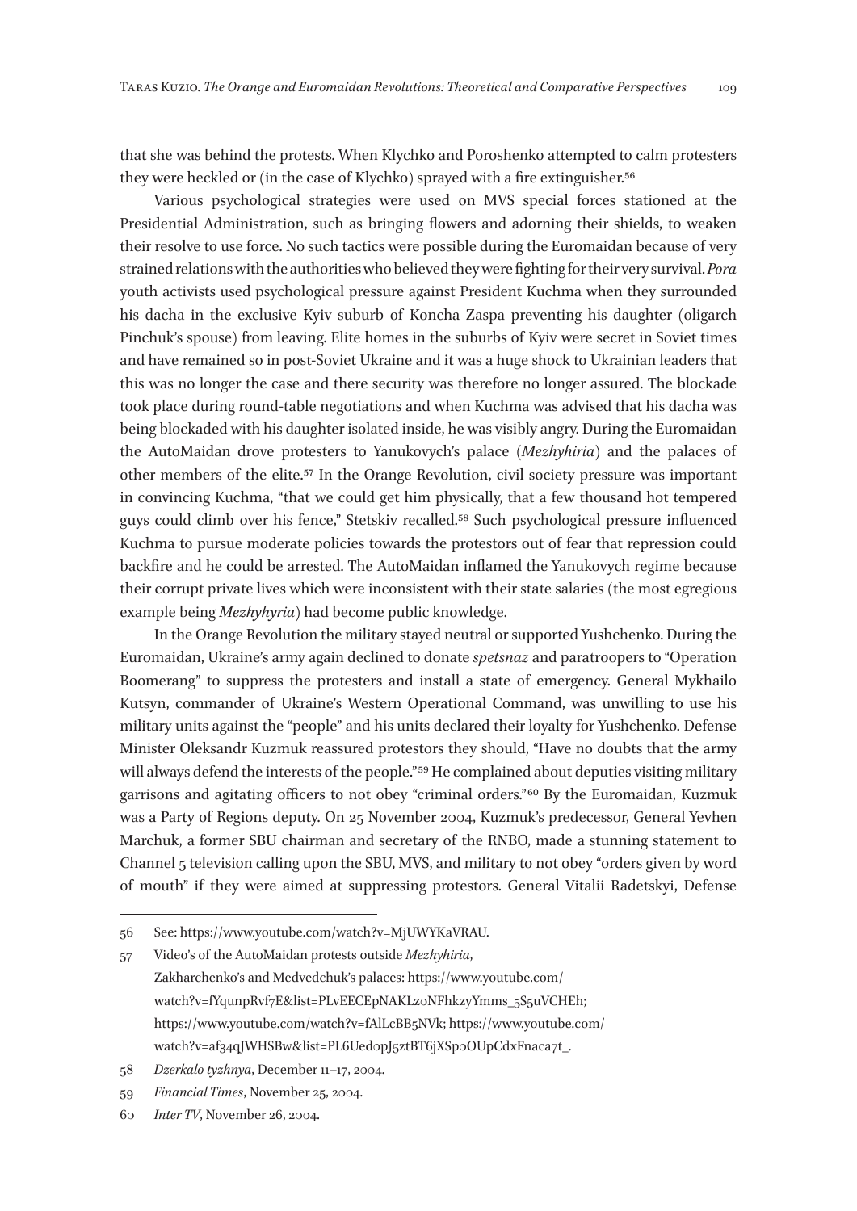that she was behind the protests. When Klychko and Poroshenko attempted to calm protesters they were heckled or (in the case of Klychko) sprayed with a fire extinguisher.[56]

Various psychological strategies were used on MVS special forces stationed at the Presidential Administration, such as bringing flowers and adorning their shields, to weaken their resolve to use force. No such tactics were possible during the Euromaidan because of very strained relations with the authorities who believed they were fighting for their very survival. *Pora* youth activists used psychological pressure against President Kuchma when they surrounded his dacha in the exclusive Kyiv suburb of Koncha Zaspa preventing his daughter (oligarch Pinchuk's spouse) from leaving. Elite homes in the suburbs of Kyiv were secret in Soviet times and have remained so in post-Soviet Ukraine and it was a huge shock to Ukrainian leaders that this was no longer the case and there security was therefore no longer assured. The blockade took place during round-table negotiations and when Kuchma was advised that his dacha was being blockaded with his daughter isolated inside, he was visibly angry. During the Euromaidan the AutoMaidan drove protesters to Yanukovych's palace (*Mezhyhiria*) and the palaces of other members of the elite.[57] In the Orange Revolution, civil society pressure was important in convincing Kuchma, "that we could get him physically, that a few thousand hot tempered guys could climb over his fence," Stetskiv recalled.[58] Such psychological pressure influenced Kuchma to pursue moderate policies towards the protestors out of fear that repression could backfire and he could be arrested. The AutoMaidan inflamed the Yanukovych regime because their corrupt private lives which were inconsistent with their state salaries (the most egregious example being *Mezhyhyria*) had become public knowledge.

In the Orange Revolution the military stayed neutral or supported Yushchenko. During the Euromaidan, Ukraine's army again declined to donate *spetsnaz* and paratroopers to "Operation Boomerang" to suppress the protesters and install a state of emergency. General Mykhailo Kutsyn, commander of Ukraine's Western Operational Command, was unwilling to use his military units against the "people" and his units declared their loyalty for Yushchenko. Defense Minister Oleksandr Kuzmuk reassured protestors they should, "Have no doubts that the army will always defend the interests of the people."[59] He complained about deputies visiting military garrisons and agitating officers to not obey "criminal orders."[60] By the Euromaidan, Kuzmuk was a Party of Regions deputy. On 25 November 2004, Kuzmuk's predecessor, General Yevhen Marchuk, a former SBU chairman and secretary of the RNBO, made a stunning statement to Channel 5 television calling upon the SBU, MVS, and military to not obey "orders given by word of mouth" if they were aimed at suppressing protestors. General Vitalii Radetskyi, Defense

---

56 See: https://www.youtube.com/watch?v=MjUWYKaVRAU.

57 Video's of the AutoMaidan protests outside *Mezhyhiria*, Zakharchenko's and Medvedchuk's palaces: https://www.youtube.com/watch?v=fYqunpRvf7E&list=PLvEECEpNAKLz0NFhkzyYmms_5S5uVCHEh; https://www.youtube.com/watch?v=fAlLcBB5NVk; https://www.youtube.com/watch?v=af34qJWHSBw&list=PL6Ued0pJ5ztBT6jXSp0OUpCdxFnaca7t_.

58 *Dzerkalo tyzhnya*, December 11–17, 2004.

59 *Financial Times*, November 25, 2004.

60 *Inter TV*, November 26, 2004.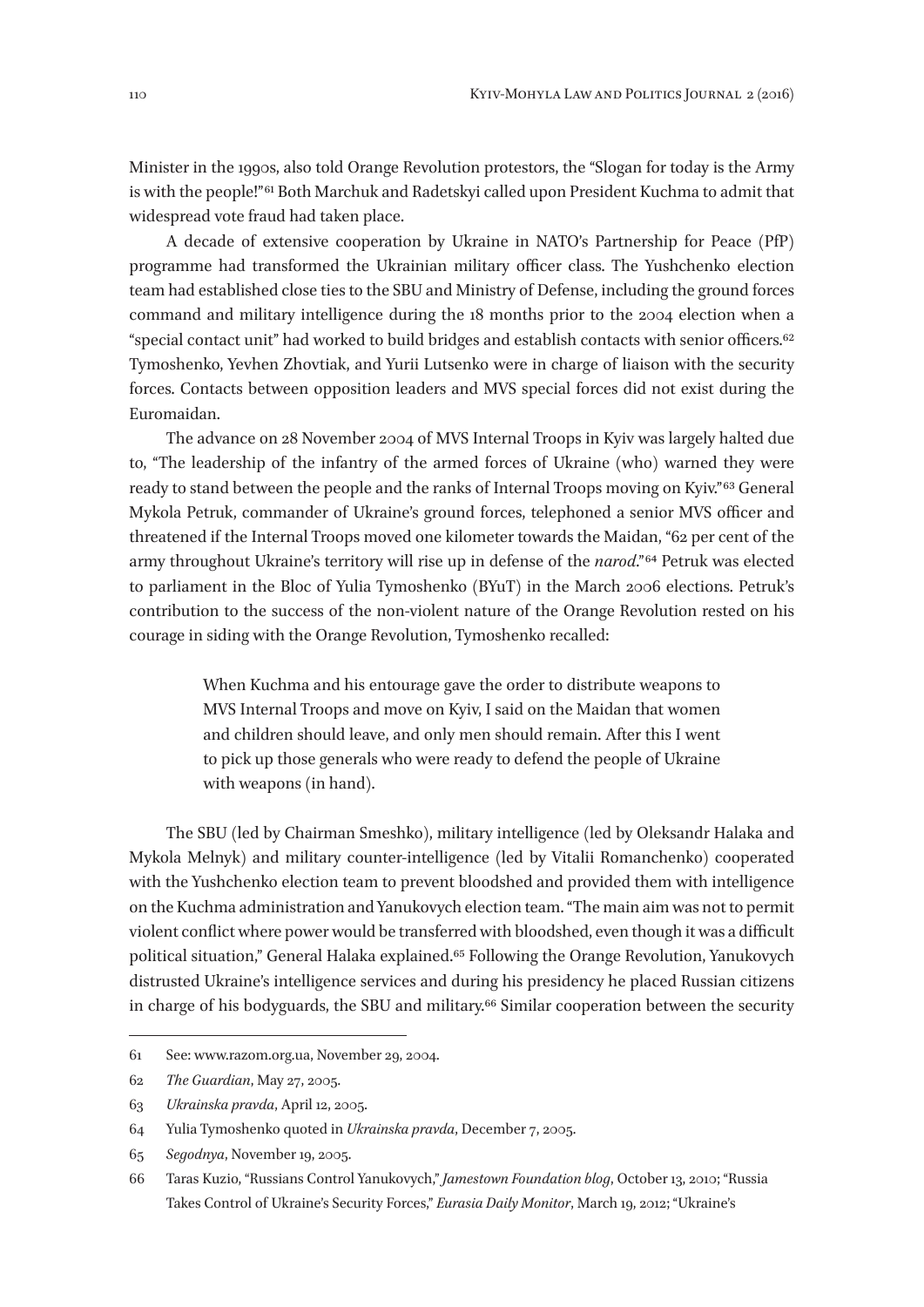Minister in the 1990s, also told Orange Revolution protestors, the "Slogan for today is the Army is with the people!"[61] Both Marchuk and Radetskyi called upon President Kuchma to admit that widespread vote fraud had taken place.

A decade of extensive cooperation by Ukraine in NATO's Partnership for Peace (PfP) programme had transformed the Ukrainian military officer class. The Yushchenko election team had established close ties to the SBU and Ministry of Defense, including the ground forces command and military intelligence during the 18 months prior to the 2004 election when a "special contact unit" had worked to build bridges and establish contacts with senior officers.[62] Tymoshenko, Yevhen Zhovtiak, and Yurii Lutsenko were in charge of liaison with the security forces. Contacts between opposition leaders and MVS special forces did not exist during the Euromaidan.

The advance on 28 November 2004 of MVS Internal Troops in Kyiv was largely halted due to, "The leadership of the infantry of the armed forces of Ukraine (who) warned they were ready to stand between the people and the ranks of Internal Troops moving on Kyiv."[63] General Mykola Petruk, commander of Ukraine's ground forces, telephoned a senior MVS officer and threatened if the Internal Troops moved one kilometer towards the Maidan, "62 per cent of the army throughout Ukraine's territory will rise up in defense of the *narod*."[64] Petruk was elected to parliament in the Bloc of Yulia Tymoshenko (BYuT) in the March 2006 elections. Petruk's contribution to the success of the non-violent nature of the Orange Revolution rested on his courage in siding with the Orange Revolution, Tymoshenko recalled:

> When Kuchma and his entourage gave the order to distribute weapons to MVS Internal Troops and move on Kyiv, I said on the Maidan that women and children should leave, and only men should remain. After this I went to pick up those generals who were ready to defend the people of Ukraine with weapons (in hand).

The SBU (led by Chairman Smeshko), military intelligence (led by Oleksandr Halaka and Mykola Melnyk) and military counter-intelligence (led by Vitalii Romanchenko) cooperated with the Yushchenko election team to prevent bloodshed and provided them with intelligence on the Kuchma administration and Yanukovych election team. "The main aim was not to permit violent conflict where power would be transferred with bloodshed, even though it was a difficult political situation," General Halaka explained.[65] Following the Orange Revolution, Yanukovych distrusted Ukraine's intelligence services and during his presidency he placed Russian citizens in charge of his bodyguards, the SBU and military.[66] Similar cooperation between the security

---

61 See: www.razom.org.ua, November 29, 2004.

62 *The Guardian*, May 27, 2005.

63 *Ukrainska pravda*, April 12, 2005.

64 Yulia Tymoshenko quoted in *Ukrainska pravda*, December 7, 2005.

65 *Segodnya*, November 19, 2005.

66 Taras Kuzio, "Russians Control Yanukovych," *Jamestown Foundation blog*, October 13, 2010; "Russia Takes Control of Ukraine's Security Forces," *Eurasia Daily Monitor*, March 19, 2012; "Ukraine's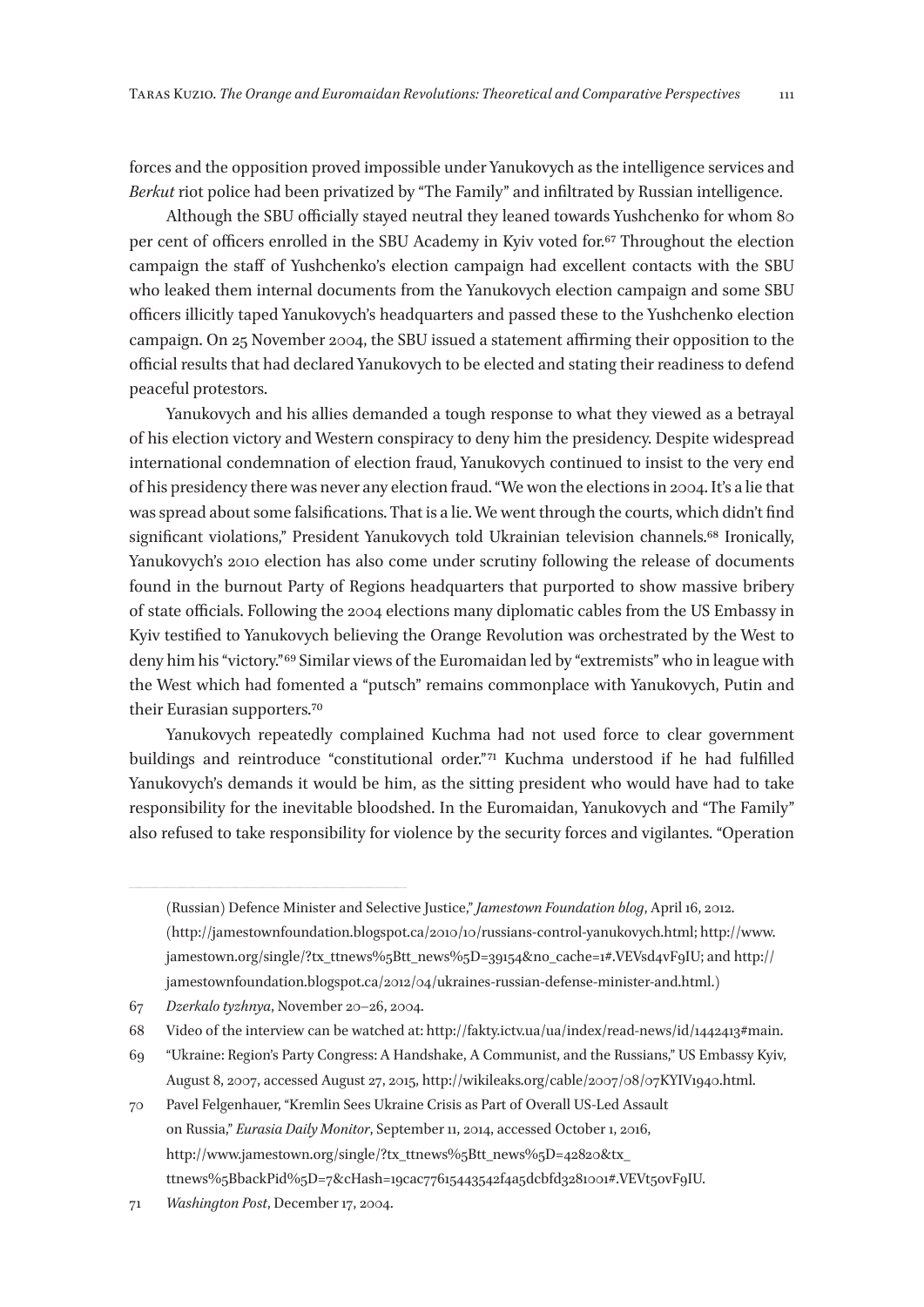forces and the opposition proved impossible under Yanukovych as the intelligence services and *Berkut* riot police had been privatized by "The Family" and infiltrated by Russian intelligence.

Although the SBU officially stayed neutral they leaned towards Yushchenko for whom 80 per cent of officers enrolled in the SBU Academy in Kyiv voted for.[67] Throughout the election campaign the staff of Yushchenko's election campaign had excellent contacts with the SBU who leaked them internal documents from the Yanukovych election campaign and some SBU officers illicitly taped Yanukovych's headquarters and passed these to the Yushchenko election campaign. On 25 November 2004, the SBU issued a statement affirming their opposition to the official results that had declared Yanukovych to be elected and stating their readiness to defend peaceful protestors.

Yanukovych and his allies demanded a tough response to what they viewed as a betrayal of his election victory and Western conspiracy to deny him the presidency. Despite widespread international condemnation of election fraud, Yanukovych continued to insist to the very end of his presidency there was never any election fraud. "We won the elections in 2004. It's a lie that was spread about some falsifications. That is a lie. We went through the courts, which didn't find significant violations," President Yanukovych told Ukrainian television channels.[68] Ironically, Yanukovych's 2010 election has also come under scrutiny following the release of documents found in the burnout Party of Regions headquarters that purported to show massive bribery of state officials. Following the 2004 elections many diplomatic cables from the US Embassy in Kyiv testified to Yanukovych believing the Orange Revolution was orchestrated by the West to deny him his "victory."[69] Similar views of the Euromaidan led by "extremists" who in league with the West which had fomented a "putsch" remains commonplace with Yanukovych, Putin and their Eurasian supporters.[70]

Yanukovych repeatedly complained Kuchma had not used force to clear government buildings and reintroduce "constitutional order."[71] Kuchma understood if he had fulfilled Yanukovych's demands it would be him, as the sitting president who would have had to take responsibility for the inevitable bloodshed. In the Euromaidan, Yanukovych and "The Family" also refused to take responsibility for violence by the security forces and vigilantes. "Operation

---

(Russian) Defence Minister and Selective Justice," *Jamestown Foundation blog*, April 16, 2012. (http://jamestownfoundation.blogspot.ca/2010/10/russians-control-yanukovych.html; http://www.jamestown.org/single/?tx_ttnews%5Btt_news%5D=39154&no_cache=1#.VEVsd4vF9IU; and http://jamestownfoundation.blogspot.ca/2012/04/ukraines-russian-defense-minister-and.html.)

67 *Dzerkalo tyzhnya*, November 20–26, 2004.

68 Video of the interview can be watched at: http://fakty.ictv.ua/ua/index/read-news/id/1442413#main.

69 "Ukraine: Region's Party Congress: A Handshake, A Communist, and the Russians," US Embassy Kyiv, August 8, 2007, accessed August 27, 2015, http://wikileaks.org/cable/2007/08/07KYIV1940.html.

70 Pavel Felgenhauer, "Kremlin Sees Ukraine Crisis as Part of Overall US-Led Assault on Russia," *Eurasia Daily Monitor*, September 11, 2014, accessed October 1, 2016, http://www.jamestown.org/single/?tx_ttnews%5Btt_news%5D=42820&tx_ttnews%5BbackPid%5D=7&cHash=19cac77615443542f4a5dcbfd3281001#.VEVt5ovF9IU.

71 *Washington Post*, December 17, 2004.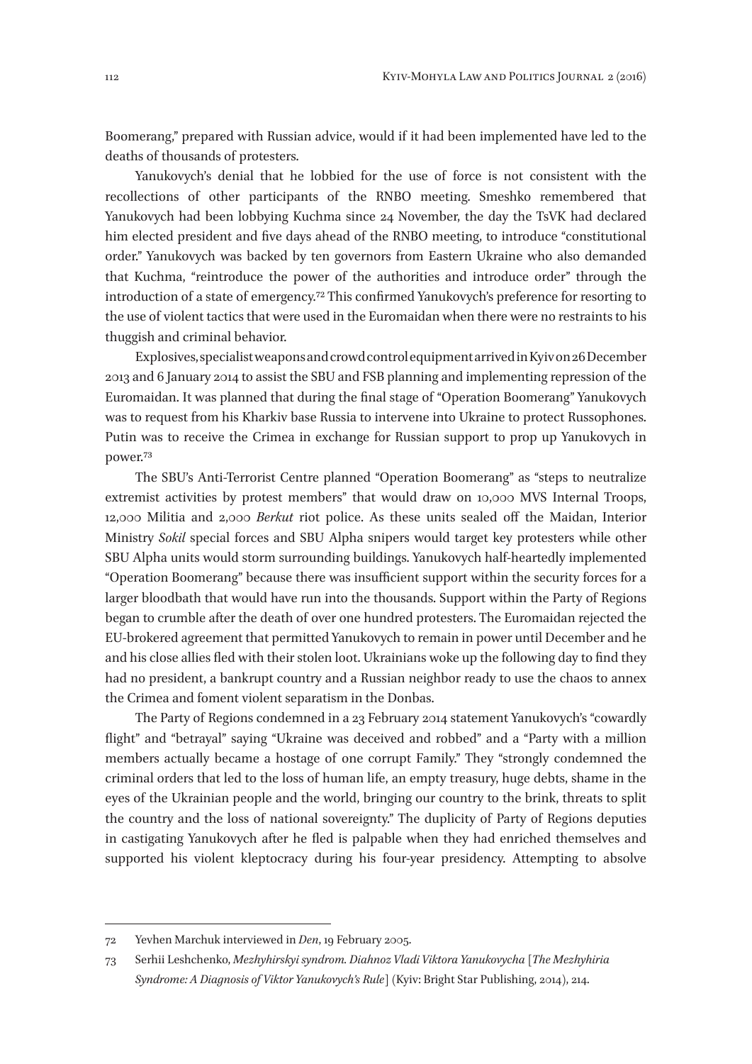Boomerang," prepared with Russian advice, would if it had been implemented have led to the deaths of thousands of protesters.

Yanukovych's denial that he lobbied for the use of force is not consistent with the recollections of other participants of the RNBO meeting. Smeshko remembered that Yanukovych had been lobbying Kuchma since 24 November, the day the TsVK had declared him elected president and five days ahead of the RNBO meeting, to introduce "constitutional order." Yanukovych was backed by ten governors from Eastern Ukraine who also demanded that Kuchma, "reintroduce the power of the authorities and introduce order" through the introduction of a state of emergency.[72] This confirmed Yanukovych's preference for resorting to the use of violent tactics that were used in the Euromaidan when there were no restraints to his thuggish and criminal behavior.

Explosives, specialist weapons and crowd control equipment arrived in Kyiv on 26 December 2013 and 6 January 2014 to assist the SBU and FSB planning and implementing repression of the Euromaidan. It was planned that during the final stage of "Operation Boomerang" Yanukovych was to request from his Kharkiv base Russia to intervene into Ukraine to protect Russophones. Putin was to receive the Crimea in exchange for Russian support to prop up Yanukovych in power.[73]

The SBU's Anti-Terrorist Centre planned "Operation Boomerang" as "steps to neutralize extremist activities by protest members" that would draw on 10,000 MVS Internal Troops, 12,000 Militia and 2,000 *Berkut* riot police. As these units sealed off the Maidan, Interior Ministry *Sokil* special forces and SBU Alpha snipers would target key protesters while other SBU Alpha units would storm surrounding buildings. Yanukovych half-heartedly implemented "Operation Boomerang" because there was insufficient support within the security forces for a larger bloodbath that would have run into the thousands. Support within the Party of Regions began to crumble after the death of over one hundred protesters. The Euromaidan rejected the EU-brokered agreement that permitted Yanukovych to remain in power until December and he and his close allies fled with their stolen loot. Ukrainians woke up the following day to find they had no president, a bankrupt country and a Russian neighbor ready to use the chaos to annex the Crimea and foment violent separatism in the Donbas.

The Party of Regions condemned in a 23 February 2014 statement Yanukovych's "cowardly flight" and "betrayal" saying "Ukraine was deceived and robbed" and a "Party with a million members actually became a hostage of one corrupt Family." They "strongly condemned the criminal orders that led to the loss of human life, an empty treasury, huge debts, shame in the eyes of the Ukrainian people and the world, bringing our country to the brink, threats to split the country and the loss of national sovereignty." The duplicity of Party of Regions deputies in castigating Yanukovych after he fled is palpable when they had enriched themselves and supported his violent kleptocracy during his four-year presidency. Attempting to absolve

---

72 Yevhen Marchuk interviewed in *Den*, 19 February 2005.

73 Serhii Leshchenko, *Mezhyhirskyi syndrom. Diahnoz Vladi Viktora Yanukovycha* [*The Mezhyhiria Syndrome: A Diagnosis of Viktor Yanukovych's Rule*] (Kyiv: Bright Star Publishing, 2014), 214.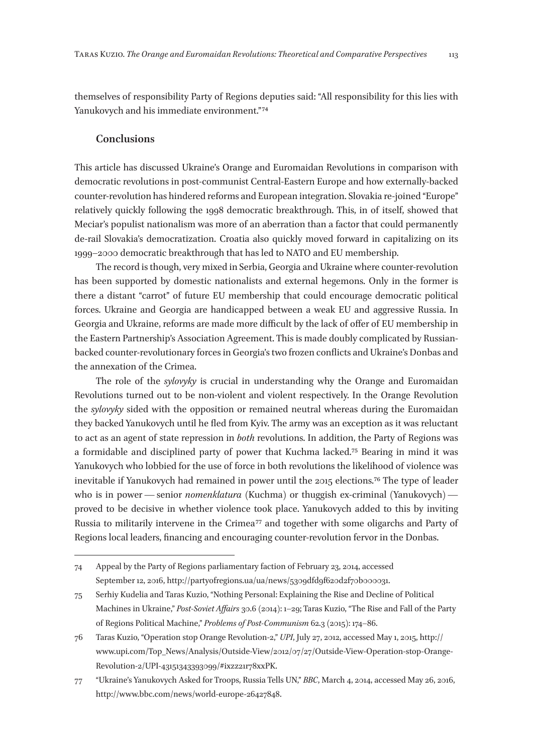themselves of responsibility Party of Regions deputies said: "All responsibility for this lies with Yanukovych and his immediate environment."[74]

## Conclusions

This article has discussed Ukraine's Orange and Euromaidan Revolutions in comparison with democratic revolutions in post-communist Central-Eastern Europe and how externally-backed counter-revolution has hindered reforms and European integration. Slovakia re-joined "Europe" relatively quickly following the 1998 democratic breakthrough. This, in of itself, showed that Meciar's populist nationalism was more of an aberration than a factor that could permanently de-rail Slovakia's democratization. Croatia also quickly moved forward in capitalizing on its 1999–2000 democratic breakthrough that has led to NATO and EU membership.

The record is though, very mixed in Serbia, Georgia and Ukraine where counter-revolution has been supported by domestic nationalists and external hegemons. Only in the former is there a distant "carrot" of future EU membership that could encourage democratic political forces. Ukraine and Georgia are handicapped between a weak EU and aggressive Russia. In Georgia and Ukraine, reforms are made more difficult by the lack of offer of EU membership in the Eastern Partnership's Association Agreement. This is made doubly complicated by Russian-backed counter-revolutionary forces in Georgia's two frozen conflicts and Ukraine's Donbas and the annexation of the Crimea.

The role of the *sylovyky* is crucial in understanding why the Orange and Euromaidan Revolutions turned out to be non-violent and violent respectively. In the Orange Revolution the *sylovyky* sided with the opposition or remained neutral whereas during the Euromaidan they backed Yanukovych until he fled from Kyiv. The army was an exception as it was reluctant to act as an agent of state repression in *both* revolutions. In addition, the Party of Regions was a formidable and disciplined party of power that Kuchma lacked.[75] Bearing in mind it was Yanukovych who lobbied for the use of force in both revolutions the likelihood of violence was inevitable if Yanukovych had remained in power until the 2015 elections.[76] The type of leader who is in power — senior *nomenklatura* (Kuchma) or thuggish ex-criminal (Yanukovych) — proved to be decisive in whether violence took place. Yanukovych added to this by inviting Russia to militarily intervene in the Crimea[77] and together with some oligarchs and Party of Regions local leaders, financing and encouraging counter-revolution fervor in the Donbas.

---

74 Appeal by the Party of Regions parliamentary faction of February 23, 2014, accessed September 12, 2016, http://partyofregions.ua/ua/news/5309dfd9f620d2f70b000031.

75 Serhiy Kudelia and Taras Kuzio, "Nothing Personal: Explaining the Rise and Decline of Political Machines in Ukraine," *Post-Soviet Affairs* 30.6 (2014): 1–29; Taras Kuzio, "The Rise and Fall of the Party of Regions Political Machine," *Problems of Post-Communism* 62.3 (2015): 174–86.

76 Taras Kuzio, "Operation stop Orange Revolution-2," *UPI*, July 27, 2012, accessed May 1, 2015, http://www.upi.com/Top_News/Analysis/Outside-View/2012/07/27/Outside-View-Operation-stop-Orange-Revolution-2/UPI-43151343393099/#ixzz21r78xxPK.

77 "Ukraine's Yanukovych Asked for Troops, Russia Tells UN," *BBC*, March 4, 2014, accessed May 26, 2016, http://www.bbc.com/news/world-europe-26427848.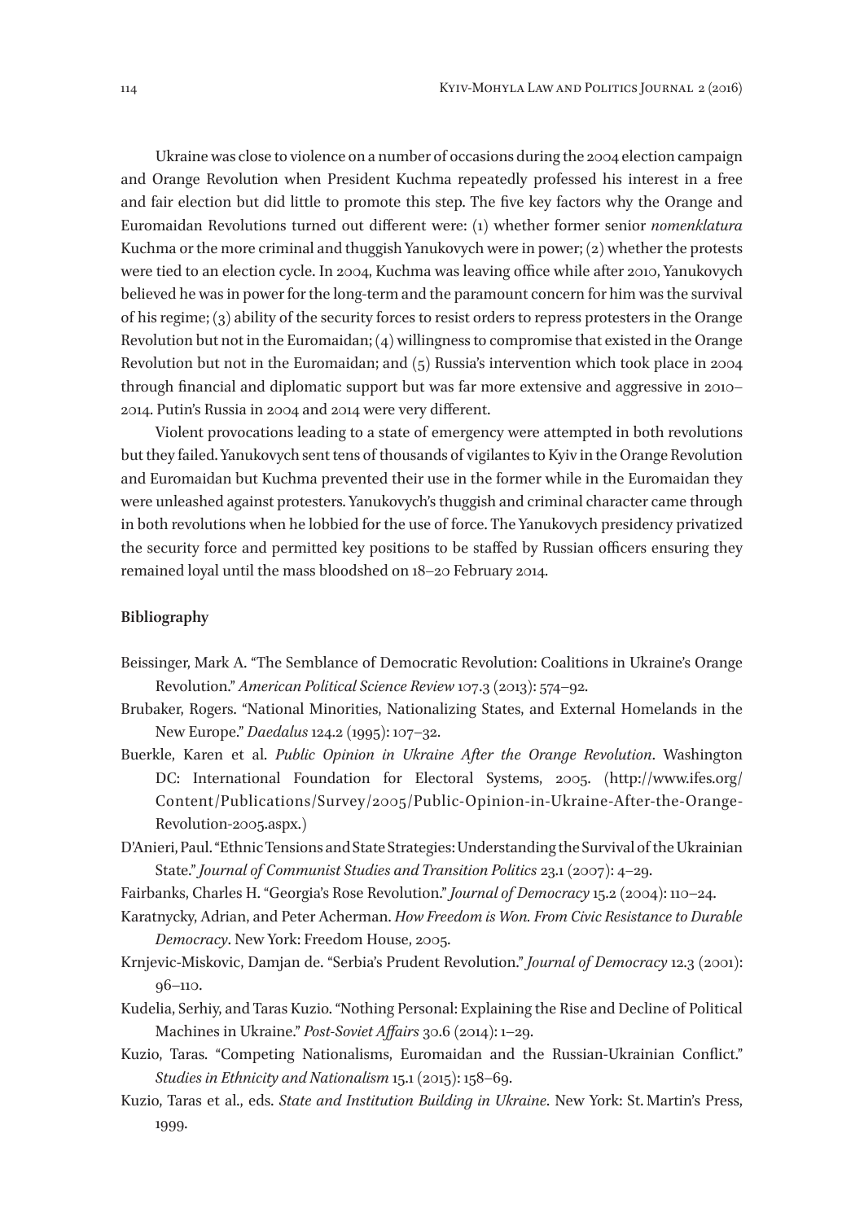Ukraine was close to violence on a number of occasions during the 2004 election campaign and Orange Revolution when President Kuchma repeatedly professed his interest in a free and fair election but did little to promote this step. The five key factors why the Orange and Euromaidan Revolutions turned out different were: (1) whether former senior *nomenklatura* Kuchma or the more criminal and thuggish Yanukovych were in power; (2) whether the protests were tied to an election cycle. In 2004, Kuchma was leaving office while after 2010, Yanukovych believed he was in power for the long-term and the paramount concern for him was the survival of his regime; (3) ability of the security forces to resist orders to repress protesters in the Orange Revolution but not in the Euromaidan; (4) willingness to compromise that existed in the Orange Revolution but not in the Euromaidan; and (5) Russia's intervention which took place in 2004 through financial and diplomatic support but was far more extensive and aggressive in 2010–2014. Putin's Russia in 2004 and 2014 were very different.

Violent provocations leading to a state of emergency were attempted in both revolutions but they failed. Yanukovych sent tens of thousands of vigilantes to Kyiv in the Orange Revolution and Euromaidan but Kuchma prevented their use in the former while in the Euromaidan they were unleashed against protesters. Yanukovych's thuggish and criminal character came through in both revolutions when he lobbied for the use of force. The Yanukovych presidency privatized the security force and permitted key positions to be staffed by Russian officers ensuring they remained loyal until the mass bloodshed on 18–20 February 2014.

**Bibliography**

Beissinger, Mark A. "The Semblance of Democratic Revolution: Coalitions in Ukraine's Orange Revolution." *American Political Science Review* 107.3 (2013): 574–92.

Brubaker, Rogers. "National Minorities, Nationalizing States, and External Homelands in the New Europe." *Daedalus* 124.2 (1995): 107–32.

Buerkle, Karen et al. *Public Opinion in Ukraine After the Orange Revolution*. Washington DC: International Foundation for Electoral Systems, 2005. (http://www.ifes.org/Content/Publications/Survey/2005/Public-Opinion-in-Ukraine-After-the-Orange-Revolution-2005.aspx.)

D'Anieri, Paul. "Ethnic Tensions and State Strategies: Understanding the Survival of the Ukrainian State." *Journal of Communist Studies and Transition Politics* 23.1 (2007): 4–29.

Fairbanks, Charles H. "Georgia's Rose Revolution." *Journal of Democracy* 15.2 (2004): 110–24.

Karatnycky, Adrian, and Peter Acherman. *How Freedom is Won. From Civic Resistance to Durable Democracy*. New York: Freedom House, 2005.

Krnjevic-Miskovic, Damjan de. "Serbia's Prudent Revolution." *Journal of Democracy* 12.3 (2001): 96–110.

Kudelia, Serhiy, and Taras Kuzio. "Nothing Personal: Explaining the Rise and Decline of Political Machines in Ukraine." *Post-Soviet Affairs* 30.6 (2014): 1–29.

Kuzio, Taras. "Competing Nationalisms, Euromaidan and the Russian-Ukrainian Conflict." *Studies in Ethnicity and Nationalism* 15.1 (2015): 158–69.

Kuzio, Taras et al., eds. *State and Institution Building in Ukraine*. New York: St. Martin's Press, 1999.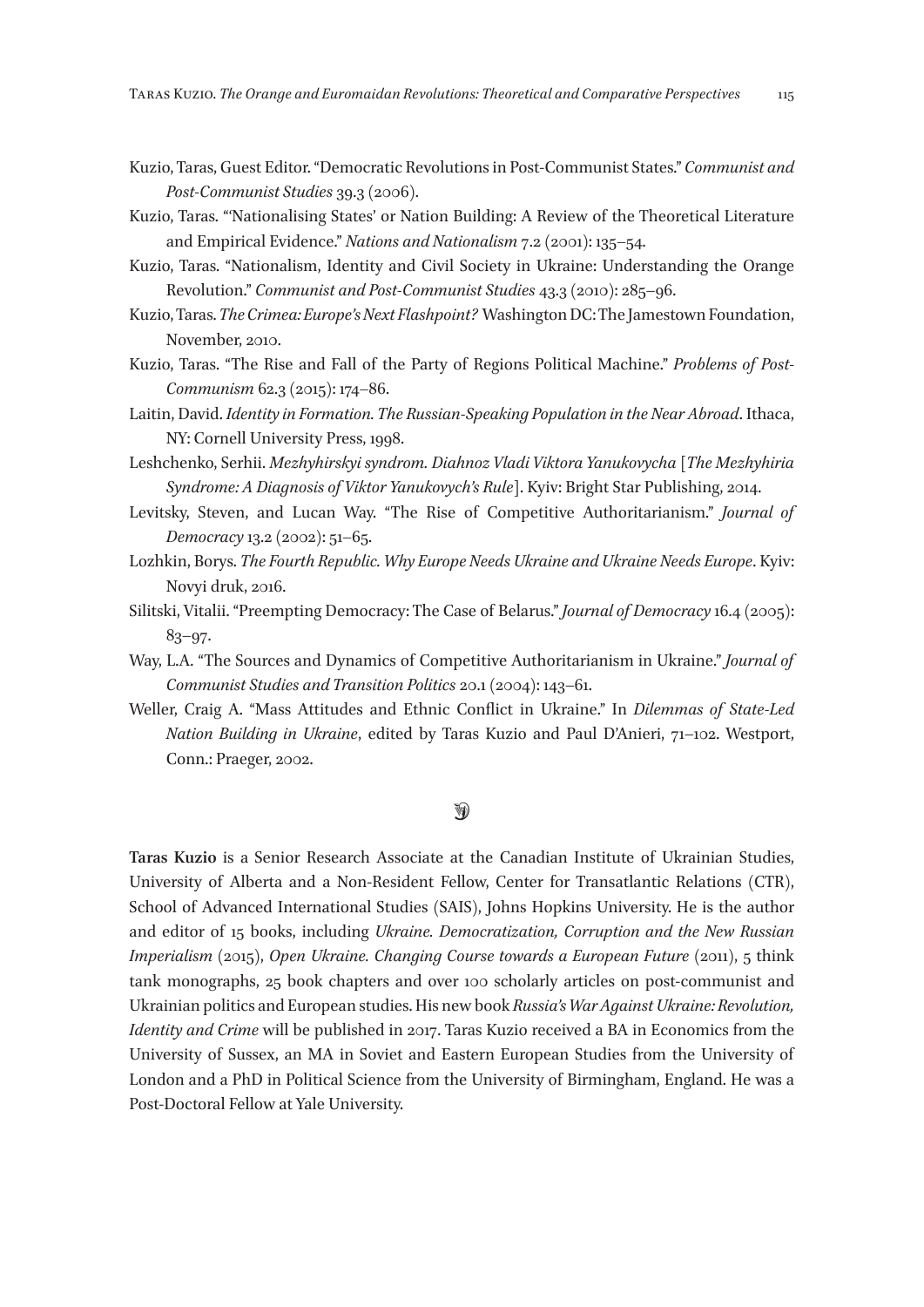Kuzio, Taras, Guest Editor. "Democratic Revolutions in Post-Communist States." *Communist and Post-Communist Studies* 39.3 (2006).

Kuzio, Taras. "'Nationalising States' or Nation Building: A Review of the Theoretical Literature and Empirical Evidence." *Nations and Nationalism* 7.2 (2001): 135–54.

Kuzio, Taras. "Nationalism, Identity and Civil Society in Ukraine: Understanding the Orange Revolution." *Communist and Post-Communist Studies* 43.3 (2010): 285–96.

Kuzio, Taras. *The Crimea: Europe's Next Flashpoint?* Washington DC: The Jamestown Foundation, November, 2010.

Kuzio, Taras. "The Rise and Fall of the Party of Regions Political Machine." *Problems of Post-Communism* 62.3 (2015): 174–86.

Laitin, David. *Identity in Formation. The Russian-Speaking Population in the Near Abroad*. Ithaca, NY: Cornell University Press, 1998.

Leshchenko, Serhii. *Mezhyhirskyi syndrom. Diahnoz Vladi Viktora Yanukovycha* [*The Mezhyhiria Syndrome: A Diagnosis of Viktor Yanukovych's Rule*]. Kyiv: Bright Star Publishing, 2014.

Levitsky, Steven, and Lucan Way. "The Rise of Competitive Authoritarianism." *Journal of Democracy* 13.2 (2002): 51–65.

Lozhkin, Borys. *The Fourth Republic. Why Europe Needs Ukraine and Ukraine Needs Europe*. Kyiv: Novyi druk, 2016.

Silitski, Vitalii. "Preempting Democracy: The Case of Belarus." *Journal of Democracy* 16.4 (2005): 83–97.

Way, L.A. "The Sources and Dynamics of Competitive Authoritarianism in Ukraine." *Journal of Communist Studies and Transition Politics* 20.1 (2004): 143–61.

Weller, Craig A. "Mass Attitudes and Ethnic Conflict in Ukraine." In *Dilemmas of State-Led Nation Building in Ukraine*, edited by Taras Kuzio and Paul D'Anieri, 71–102. Westport, Conn.: Praeger, 2002.

**Taras Kuzio** is a Senior Research Associate at the Canadian Institute of Ukrainian Studies, University of Alberta and a Non-Resident Fellow, Center for Transatlantic Relations (CTR), School of Advanced International Studies (SAIS), Johns Hopkins University. He is the author and editor of 15 books, including *Ukraine. Democratization, Corruption and the New Russian Imperialism* (2015), *Open Ukraine. Changing Course towards a European Future* (2011), 5 think tank monographs, 25 book chapters and over 100 scholarly articles on post-communist and Ukrainian politics and European studies. His new book *Russia's War Against Ukraine: Revolution, Identity and Crime* will be published in 2017. Taras Kuzio received a BA in Economics from the University of Sussex, an MA in Soviet and Eastern European Studies from the University of London and a PhD in Political Science from the University of Birmingham, England. He was a Post-Doctoral Fellow at Yale University.